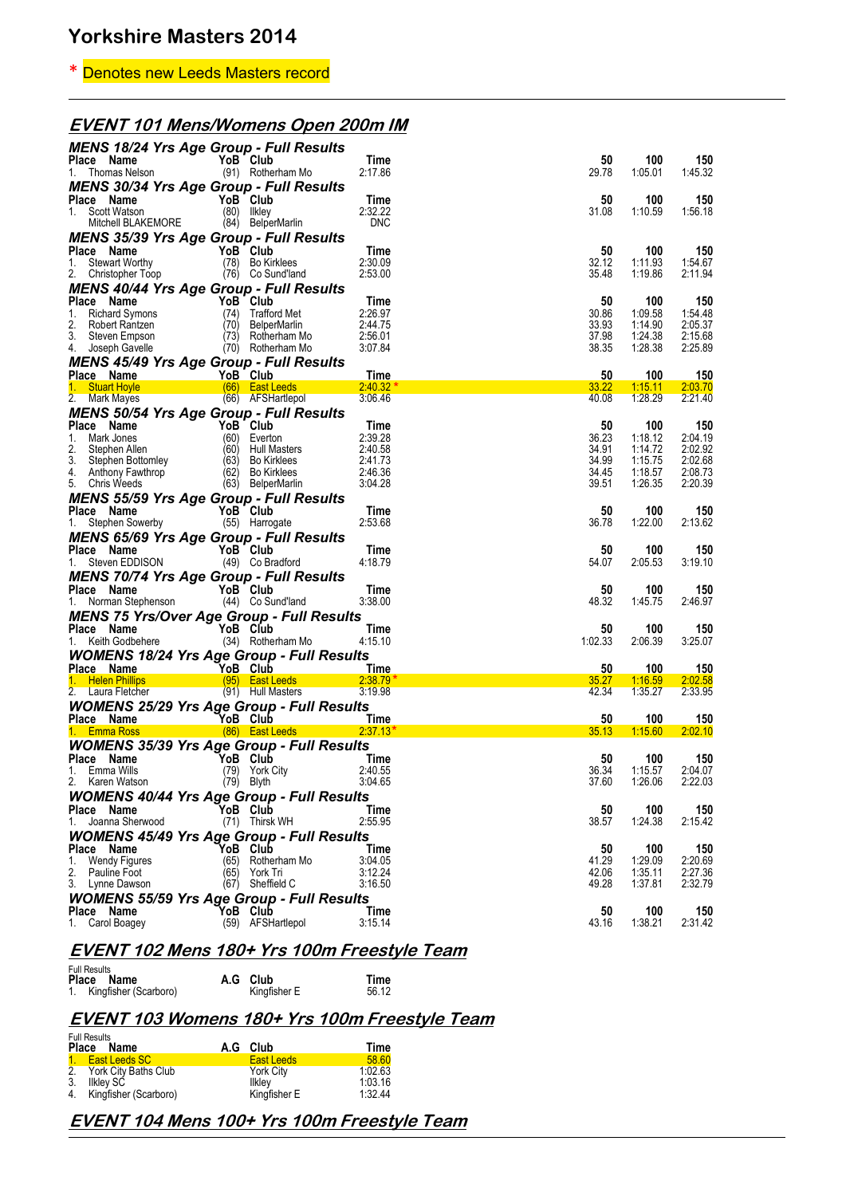# Yorkshire Masters 2014

\* Denotes new Leeds Masters record

## EVENT 101 Mens/Womens Open 200m IM

### MENS 18/24 Yrs Age Group - Full Results

| Place | Name | YoB | Club | Time | 50 | 100 | 150 |
|---|---|---|---|---|---|---|---|
| 1. | Thomas Nelson | (91) | Rotherham Mo | 2:17.86 | 29.78 | 1:05.01 | 1:45.32 |

### MENS 30/34 Yrs Age Group - Full Results

| Place | Name | YoB | Club | Time | 50 | 100 | 150 |
|---|---|---|---|---|---|---|---|
| 1. | Scott Watson | (80) | Ilkley | 2:32.22 | 31.08 | 1:10.59 | 1:56.18 |
| | Mitchell BLAKEMORE | (84) | BelperMarlin | DNC | | | |

### MENS 35/39 Yrs Age Group - Full Results

| Place | Name | YoB | Club | Time | 50 | 100 | 150 |
|---|---|---|---|---|---|---|---|
| 1. | Stewart Worthy | (78) | Bo Kirklees | 2:30.09 | 32.12 | 1:11.93 | 1:54.67 |
| 2. | Christopher Toop | (76) | Co Sund'land | 2:53.00 | 35.48 | 1:19.86 | 2:11.94 |

### MENS 40/44 Yrs Age Group - Full Results

| Place | Name | YoB | Club | Time | 50 | 100 | 150 |
|---|---|---|---|---|---|---|---|
| 1. | Richard Symons | (74) | Trafford Met | 2:26.97 | 30.86 | 1:09.58 | 1:54.48 |
| 2. | Robert Rantzen | (70) | BelperMarlin | 2:44.75 | 33.93 | 1:14.90 | 2:05.37 |
| 3. | Steven Empson | (73) | Rotherham Mo | 2:56.01 | 37.98 | 1:24.38 | 2:15.68 |
| 4. | Joseph Gavelle | (70) | Rotherham Mo | 3:07.84 | 38.35 | 1:28.38 | 2:25.89 |

### MENS 45/49 Yrs Age Group - Full Results

| Place | Name | YoB | Club | Time | 50 | 100 | 150 |
|---|---|---|---|---|---|---|---|
| 1. | Stuart Hoyle | (66) | East Leeds | 2:40.32 * | 33.22 | 1:15.11 | 2:03.70 |
| 2. | Mark Mayes | (66) | AFSHartlepol | 3:06.46 | 40.08 | 1:28.29 | 2:21.40 |

### MENS 50/54 Yrs Age Group - Full Results

| Place | Name | YoB | Club | Time | 50 | 100 | 150 |
|---|---|---|---|---|---|---|---|
| 1. | Mark Jones | (60) | Everton | 2:39.28 | 36.23 | 1:18.12 | 2:04.19 |
| 2. | Stephen Allen | (60) | Hull Masters | 2:40.58 | 34.91 | 1:14.72 | 2:02.92 |
| 3. | Stephen Bottomley | (63) | Bo Kirklees | 2:41.73 | 34.99 | 1:15.75 | 2:02.68 |
| 4. | Anthony Fawthrop | (62) | Bo Kirklees | 2:46.36 | 34.45 | 1:18.57 | 2:08.73 |
| 5. | Chris Weeds | (63) | BelperMarlin | 3:04.28 | 39.51 | 1:26.35 | 2:20.39 |

### MENS 55/59 Yrs Age Group - Full Results

| Place | Name | YoB | Club | Time | 50 | 100 | 150 |
|---|---|---|---|---|---|---|---|
| 1. | Stephen Sowerby | (55) | Harrogate | 2:53.68 | 36.78 | 1:22.00 | 2:13.62 |

### MENS 65/69 Yrs Age Group - Full Results

| Place | Name | YoB | Club | Time | 50 | 100 | 150 |
|---|---|---|---|---|---|---|---|
| 1. | Steven EDDISON | (49) | Co Bradford | 4:18.79 | 54.07 | 2:05.53 | 3:19.10 |

### MENS 70/74 Yrs Age Group - Full Results

| Place | Name | YoB | Club | Time | 50 | 100 | 150 |
|---|---|---|---|---|---|---|---|
| 1. | Norman Stephenson | (44) | Co Sund'land | 3:38.00 | 48.32 | 1:45.75 | 2:46.97 |

### MENS 75 Yrs/Over Age Group - Full Results

| Place | Name | YoB | Club | Time | 50 | 100 | 150 |
|---|---|---|---|---|---|---|---|
| 1. | Keith Godbehere | (34) | Rotherham Mo | 4:15.10 | 1:02.33 | 2:06.39 | 3:25.07 |

### WOMENS 18/24 Yrs Age Group - Full Results

| Place | Name | YoB | Club | Time | 50 | 100 | 150 |
|---|---|---|---|---|---|---|---|
| 1. | Helen Phillips | (95) | East Leeds | 2:38.79 * | 35.27 | 1:16.59 | 2:02.58 |
| 2. | Laura Fletcher | (91) | Hull Masters | 3:19.98 | 42.34 | 1:35.27 | 2:33.95 |

### WOMENS 25/29 Yrs Age Group - Full Results

| Place | Name | YoB | Club | Time | 50 | 100 | 150 |
|---|---|---|---|---|---|---|---|
| 1. | Emma Ross | (86) | East Leeds | 2:37.13 * | 35.13 | 1:15.60 | 2:02.10 |

### WOMENS 35/39 Yrs Age Group - Full Results

| Place | Name | YoB | Club | Time | 50 | 100 | 150 |
|---|---|---|---|---|---|---|---|
| 1. | Emma Wills | (79) | York City | 2:40.55 | 36.34 | 1:15.57 | 2:04.07 |
| 2. | Karen Watson | (79) | Blyth | 3:04.65 | 37.60 | 1:26.06 | 2:22.03 |

### WOMENS 40/44 Yrs Age Group - Full Results

| Place | Name | YoB | Club | Time | 50 | 100 | 150 |
|---|---|---|---|---|---|---|---|
| 1. | Joanna Sherwood | (71) | Thirsk WH | 2:55.95 | 38.57 | 1:24.38 | 2:15.42 |

### WOMENS 45/49 Yrs Age Group - Full Results

| Place | Name | YoB | Club | Time | 50 | 100 | 150 |
|---|---|---|---|---|---|---|---|
| 1. | Wendy Figures | (65) | Rotherham Mo | 3:04.05 | 41.29 | 1:29.09 | 2:20.69 |
| 2. | Pauline Foot | (65) | York Tri | 3:12.24 | 42.06 | 1:35.11 | 2:27.36 |
| 3. | Lynne Dawson | (67) | Sheffield C | 3:16.50 | 49.28 | 1:37.81 | 2:32.79 |

### WOMENS 55/59 Yrs Age Group - Full Results

| Place | Name | YoB | Club | Time | 50 | 100 | 150 |
|---|---|---|---|---|---|---|---|
| 1. | Carol Boagey | (59) | AFSHartlepol | 3:15.14 | 43.16 | 1:38.21 | 2:31.42 |

## EVENT 102 Mens 180+ Yrs 100m Freestyle Team

Full Results

| Place | Name | A.G | Club | Time |
|---|---|---|---|---|
| 1. | Kingfisher (Scarboro) | | Kingfisher E | 56.12 |

## EVENT 103 Womens 180+ Yrs 100m Freestyle Team

Full Results

| Place | Name | A.G | Club | Time |
|---|---|---|---|---|
| 1. | East Leeds SC | | East Leeds | 58.60 |
| 2. | York City Baths Club | | York City | 1:02.63 |
| 3. | Ilkley SC | | Ilkley | 1:03.16 |
| 4. | Kingfisher (Scarboro) | | Kingfisher E | 1:32.44 |

## EVENT 104 Mens 100+ Yrs 100m Freestyle Team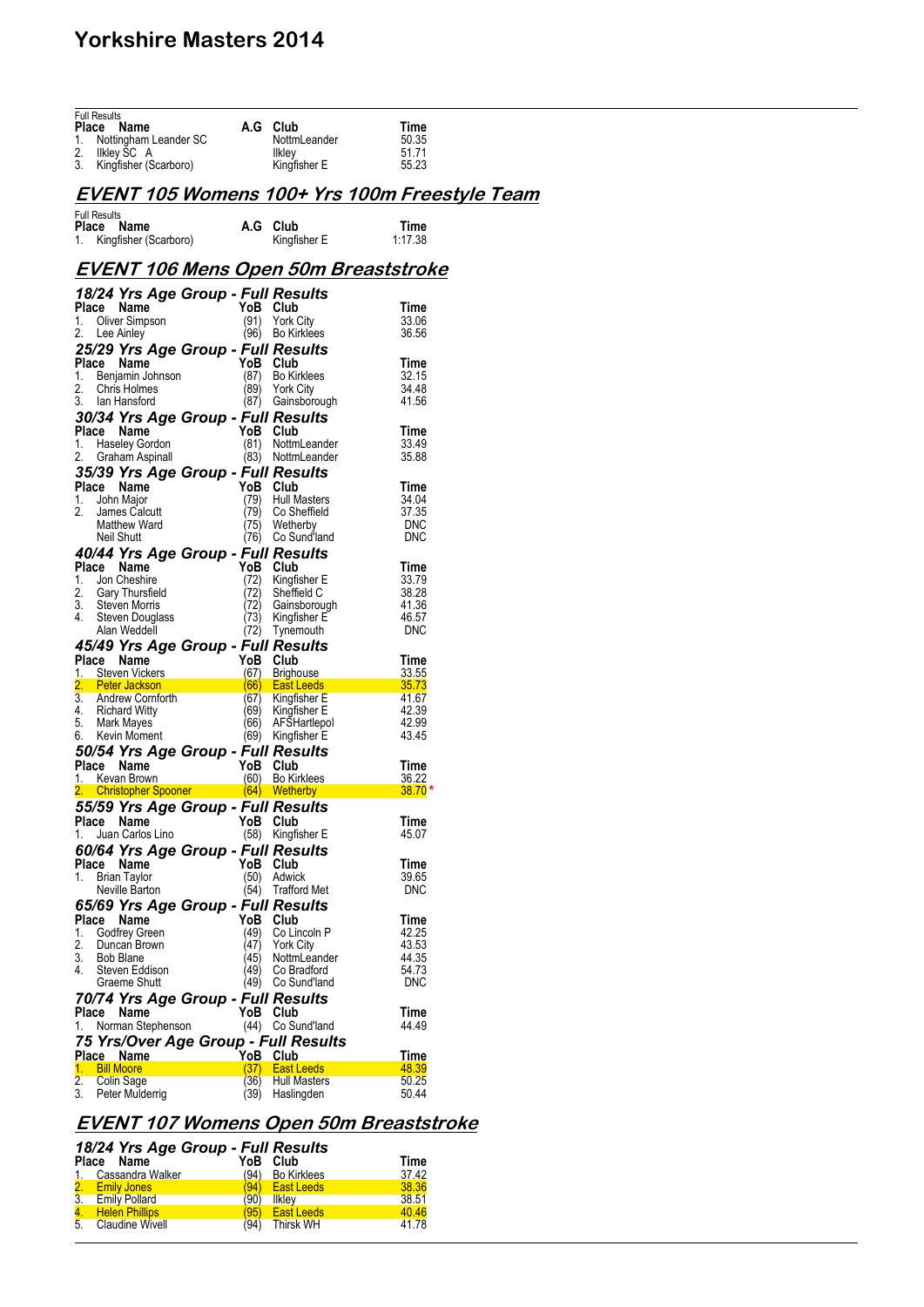| Full Results | | | |
|---|---|---|---|
| **Place Name** | **A.G** | **Club** | **Time** |
| 1. Nottingham Leander SC | | NottmLeander | 50.35 |
| 2. Ilkley SC A | | Ilkley | 51.71 |
| 3. Kingfisher (Scarboro) | | Kingfisher E | 55.23 |

## EVENT 105 Womens 100+ Yrs 100m Freestyle Team

| Full Results | | | |
|---|---|---|---|
| **Place Name** | **A.G** | **Club** | **Time** |
| 1. Kingfisher (Scarboro) | | Kingfisher E | 1:17.38 |

## EVENT 106 Mens Open 50m Breaststroke

### 18/24 Yrs Age Group - Full Results

| Place | Name | YoB | Club | Time |
|---|---|---|---|---|
| 1. | Oliver Simpson | (91) | York City | 33.06 |
| 2. | Lee Ainley | (96) | Bo Kirklees | 36.56 |

### 25/29 Yrs Age Group - Full Results

| Place | Name | YoB | Club | Time |
|---|---|---|---|---|
| 1. | Benjamin Johnson | (87) | Bo Kirklees | 32.15 |
| 2. | Chris Holmes | (89) | York City | 34.48 |
| 3. | Ian Hansford | (87) | Gainsborough | 41.56 |

### 30/34 Yrs Age Group - Full Results

| Place | Name | YoB | Club | Time |
|---|---|---|---|---|
| 1. | Haseley Gordon | (81) | NottmLeander | 33.49 |
| 2. | Graham Aspinall | (83) | NottmLeander | 35.88 |

### 35/39 Yrs Age Group - Full Results

| Place | Name | YoB | Club | Time |
|---|---|---|---|---|
| 1. | John Major | (79) | Hull Masters | 34.04 |
| 2. | James Calcutt | (79) | Co Sheffield | 37.35 |
| | Matthew Ward | (75) | Wetherby | DNC |
| | Neil Shutt | (76) | Co Sund'land | DNC |

### 40/44 Yrs Age Group - Full Results

| Place | Name | YoB | Club | Time |
|---|---|---|---|---|
| 1. | Jon Cheshire | (72) | Kingfisher E | 33.79 |
| 2. | Gary Thursfield | (72) | Sheffield C | 38.28 |
| 3. | Steven Morris | (72) | Gainsborough | 41.36 |
| 4. | Steven Douglass | (73) | Kingfisher E | 46.57 |
| | Alan Weddell | (72) | Tynemouth | DNC |

### 45/49 Yrs Age Group - Full Results

| Place | Name | YoB | Club | Time |
|---|---|---|---|---|
| 1. | Steven Vickers | (67) | Brighouse | 33.55 |
| 2. | Peter Jackson | (66) | East Leeds | 35.73 |
| 3. | Andrew Cornforth | (67) | Kingfisher E | 41.67 |
| 4. | Richard Witty | (69) | Kingfisher E | 42.39 |
| 5. | Mark Mayes | (66) | AFSHartlepol | 42.99 |
| 6. | Kevin Moment | (69) | Kingfisher E | 43.45 |

### 50/54 Yrs Age Group - Full Results

| Place | Name | YoB | Club | Time |
|---|---|---|---|---|
| 1. | Kevan Brown | (60) | Bo Kirklees | 36.22 |
| 2. | Christopher Spooner | (64) | Wetherby | 38.70 * |

### 55/59 Yrs Age Group - Full Results

| Place | Name | YoB | Club | Time |
|---|---|---|---|---|
| 1. | Juan Carlos Lino | (58) | Kingfisher E | 45.07 |

### 60/64 Yrs Age Group - Full Results

| Place | Name | YoB | Club | Time |
|---|---|---|---|---|
| 1. | Brian Taylor | (50) | Adwick | 39.65 |
| | Neville Barton | (54) | Trafford Met | DNC |

### 65/69 Yrs Age Group - Full Results

| Place | Name | YoB | Club | Time |
|---|---|---|---|---|
| 1. | Godfrey Green | (49) | Co Lincoln P | 42.25 |
| 2. | Duncan Brown | (47) | York City | 43.53 |
| 3. | Bob Blane | (45) | NottmLeander | 44.35 |
| 4. | Steven Eddison | (49) | Co Bradford | 54.73 |
| | Graeme Shutt | (49) | Co Sund'land | DNC |

### 70/74 Yrs Age Group - Full Results

| Place | Name | YoB | Club | Time |
|---|---|---|---|---|
| 1. | Norman Stephenson | (44) | Co Sund'land | 44.49 |

### 75 Yrs/Over Age Group - Full Results

| Place | Name | YoB | Club | Time |
|---|---|---|---|---|
| 1. | Bill Moore | (37) | East Leeds | 48.39 |
| 2. | Colin Sage | (36) | Hull Masters | 50.25 |
| 3. | Peter Mulderrig | (39) | Haslingden | 50.44 |

## EVENT 107 Womens Open 50m Breaststroke

### 18/24 Yrs Age Group - Full Results

| Place | Name | YoB | Club | Time |
|---|---|---|---|---|
| 1. | Cassandra Walker | (94) | Bo Kirklees | 37.42 |
| 2. | Emily Jones | (94) | East Leeds | 38.36 |
| 3. | Emily Pollard | (90) | Ilkley | 38.51 |
| 4. | Helen Phillips | (95) | East Leeds | 40.46 |
| 5. | Claudine Wivell | (94) | Thirsk WH | 41.78 |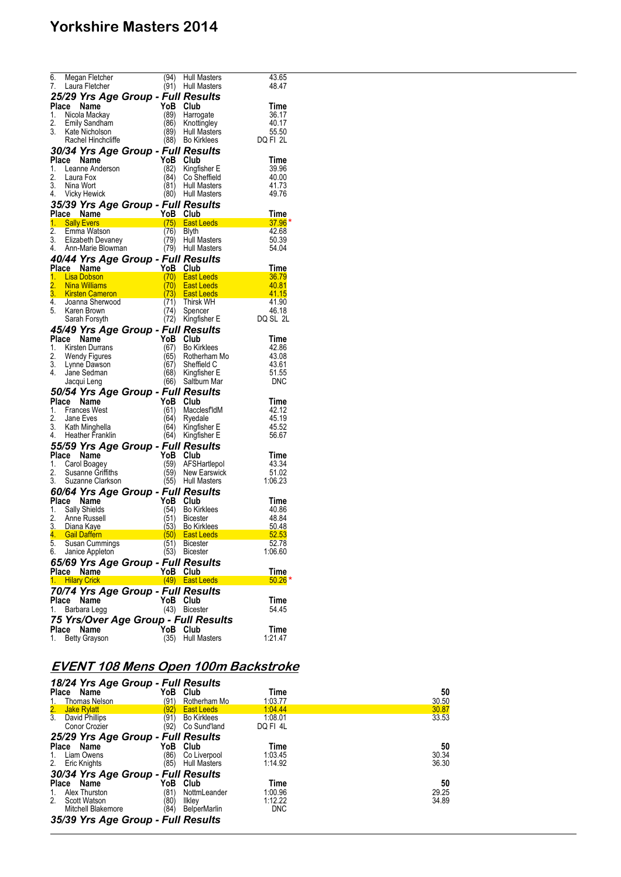| Place | Name | YoB | Club | Time |
|---|---|---|---|---|
| 6. | Megan Fletcher | (94) | Hull Masters | 43.65 |
| 7. | Laura Fletcher | (91) | Hull Masters | 48.47 |

### 25/29 Yrs Age Group - Full Results

| Place | Name | YoB | Club | Time |
|---|---|---|---|---|
| 1. | Nicola Mackay | (89) | Harrogate | 36.17 |
| 2. | Emily Sandham | (86) | Knottingley | 40.17 |
| 3. | Kate Nicholson | (89) | Hull Masters | 55.50 |
| | Rachel Hinchcliffe | (88) | Bo Kirklees | DQ FI 2L |

### 30/34 Yrs Age Group - Full Results

| Place | Name | YoB | Club | Time |
|---|---|---|---|---|
| 1. | Leanne Anderson | (82) | Kingfisher E | 39.96 |
| 2. | Laura Fox | (84) | Co Sheffield | 40.00 |
| 3. | Nina Wort | (81) | Hull Masters | 41.73 |
| 4. | Vicky Hewick | (80) | Hull Masters | 49.76 |

### 35/39 Yrs Age Group - Full Results

| Place | Name | YoB | Club | Time |
|---|---|---|---|---|
| 1. | Sally Evers | (75) | East Leeds | 37.96 * |
| 2. | Emma Watson | (76) | Blyth | 42.68 |
| 3. | Elizabeth Devaney | (79) | Hull Masters | 50.39 |
| 4. | Ann-Marie Blowman | (79) | Hull Masters | 54.04 |

### 40/44 Yrs Age Group - Full Results

| Place | Name | YoB | Club | Time |
|---|---|---|---|---|
| 1. | Lisa Dobson | (70) | East Leeds | 36.79 |
| 2. | Nina Williams | (70) | East Leeds | 40.81 |
| 3. | Kirsten Cameron | (73) | East Leeds | 41.15 |
| 4. | Joanna Sherwood | (71) | Thirsk WH | 41.90 |
| 5. | Karen Brown | (74) | Spencer | 46.18 |
| | Sarah Forsyth | (72) | Kingfisher E | DQ SL 2L |

### 45/49 Yrs Age Group - Full Results

| Place | Name | YoB | Club | Time |
|---|---|---|---|---|
| 1. | Kirsten Durrans | (67) | Bo Kirklees | 42.86 |
| 2. | Wendy Figures | (65) | Rotherham Mo | 43.08 |
| 3. | Lynne Dawson | (67) | Sheffield C | 43.61 |
| 4. | Jane Sedman | (68) | Kingfisher E | 51.55 |
| | Jacqui Leng | (66) | Saltburn Mar | DNC |

### 50/54 Yrs Age Group - Full Results

| Place | Name | YoB | Club | Time |
|---|---|---|---|---|
| 1. | Frances West | (61) | Macclesf'ldM | 42.12 |
| 2. | Jane Eves | (64) | Ryedale | 45.19 |
| 3. | Kath Minghella | (64) | Kingfisher E | 45.52 |
| 4. | Heather Franklin | (64) | Kingfisher E | 56.67 |

### 55/59 Yrs Age Group - Full Results

| Place | Name | YoB | Club | Time |
|---|---|---|---|---|
| 1. | Carol Boagey | (59) | AFSHartlepol | 43.34 |
| 2. | Susanne Griffiths | (59) | New Earswick | 51.02 |
| 3. | Suzanne Clarkson | (55) | Hull Masters | 1:06.23 |

### 60/64 Yrs Age Group - Full Results

| Place | Name | YoB | Club | Time |
|---|---|---|---|---|
| 1. | Sally Shields | (54) | Bo Kirklees | 40.86 |
| 2. | Anne Russell | (51) | Bicester | 48.84 |
| 3. | Diana Kaye | (53) | Bo Kirklees | 50.48 |
| 4. | Gail Daffern | (50) | East Leeds | 52.53 |
| 5. | Susan Cummings | (51) | Bicester | 52.78 |
| 6. | Janice Appleton | (53) | Bicester | 1:06.60 |

### 65/69 Yrs Age Group - Full Results

| Place | Name | YoB | Club | Time |
|---|---|---|---|---|
| 1. | Hilary Crick | (49) | East Leeds | 50.26 * |

### 70/74 Yrs Age Group - Full Results

| Place | Name | YoB | Club | Time |
|---|---|---|---|---|
| 1. | Barbara Legg | (43) | Bicester | 54.45 |

### 75 Yrs/Over Age Group - Full Results

| Place | Name | YoB | Club | Time |
|---|---|---|---|---|
| 1. | Betty Grayson | (35) | Hull Masters | 1:21.47 |

## EVENT 108 Mens Open 100m Backstroke

### 18/24 Yrs Age Group - Full Results

| Place | Name | YoB | Club | Time | 50 |
|---|---|---|---|---|---|
| 1. | Thomas Nelson | (91) | Rotherham Mo | 1:03.77 | 30.50 |
| 2. | Jake Rylatt | (92) | East Leeds | 1:04.44 | 30.87 |
| 3. | David Phillips | (91) | Bo Kirklees | 1:08.01 | 33.53 |
| | Conor Crozier | (92) | Co Sund'land | DQ FI 4L | |

### 25/29 Yrs Age Group - Full Results

| Place | Name | YoB | Club | Time | 50 |
|---|---|---|---|---|---|
| 1. | Liam Owens | (86) | Co Liverpool | 1:03.45 | 30.34 |
| 2. | Eric Knights | (85) | Hull Masters | 1:14.92 | 36.30 |

### 30/34 Yrs Age Group - Full Results

| Place | Name | YoB | Club | Time | 50 |
|---|---|---|---|---|---|
| 1. | Alex Thurston | (81) | NottmLeander | 1:00.96 | 29.25 |
| 2. | Scott Watson | (80) | Ilkley | 1:12.22 | 34.89 |
| | Mitchell Blakemore | (84) | BelperMarlin | DNC | |

### 35/39 Yrs Age Group - Full Results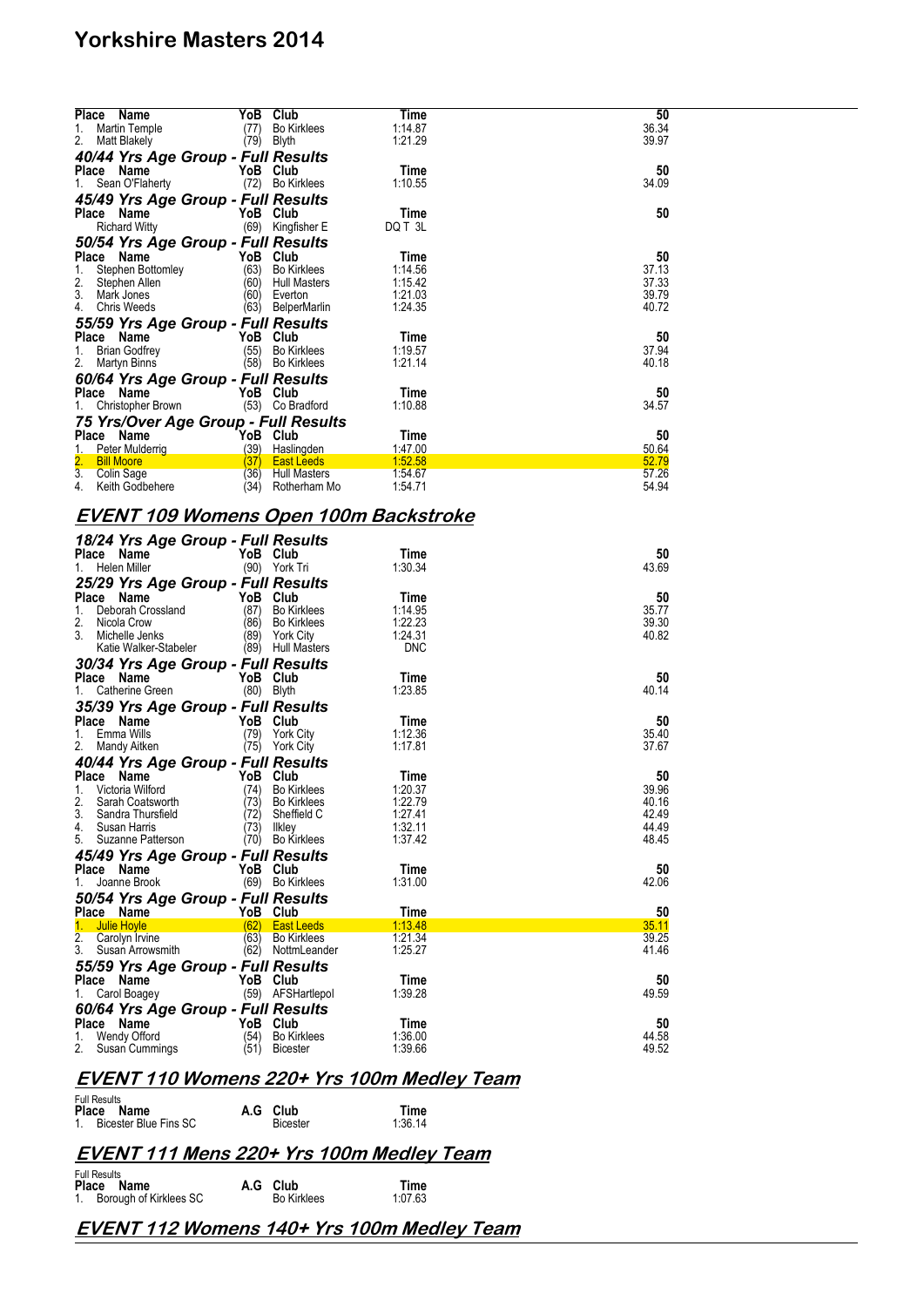| Place | Name | YoB | Club | Time | 50 |
|---|---|---|---|---|---|
| 1. | Martin Temple | (77) | Bo Kirklees | 1:14.87 | 36.34 |
| 2. | Matt Blakely | (79) | Blyth | 1:21.29 | 39.97 |

### 40/44 Yrs Age Group - Full Results

| Place | Name | YoB | Club | Time | 50 |
|---|---|---|---|---|---|
| 1. | Sean O'Flaherty | (72) | Bo Kirklees | 1:10.55 | 34.09 |

### 45/49 Yrs Age Group - Full Results

| Place | Name | YoB | Club | Time | 50 |
|---|---|---|---|---|---|
| | Richard Witty | (69) | Kingfisher E | DQ T 3L | |

### 50/54 Yrs Age Group - Full Results

| Place | Name | YoB | Club | Time | 50 |
|---|---|---|---|---|---|
| 1. | Stephen Bottomley | (63) | Bo Kirklees | 1:14.56 | 37.13 |
| 2. | Stephen Allen | (60) | Hull Masters | 1:15.42 | 37.33 |
| 3. | Mark Jones | (60) | Everton | 1:21.03 | 39.79 |
| 4. | Chris Weeds | (63) | BelperMarlin | 1:24.35 | 40.72 |

### 55/59 Yrs Age Group - Full Results

| Place | Name | YoB | Club | Time | 50 |
|---|---|---|---|---|---|
| 1. | Brian Godfrey | (55) | Bo Kirklees | 1:19.57 | 37.94 |
| 2. | Martyn Binns | (58) | Bo Kirklees | 1:21.14 | 40.18 |

### 60/64 Yrs Age Group - Full Results

| Place | Name | YoB | Club | Time | 50 |
|---|---|---|---|---|---|
| 1. | Christopher Brown | (53) | Co Bradford | 1:10.88 | 34.57 |

### 75 Yrs/Over Age Group - Full Results

| Place | Name | YoB | Club | Time | 50 |
|---|---|---|---|---|---|
| 1. | Peter Mulderrig | (39) | Haslingden | 1:47.00 | 50.64 |
| 2. | Bill Moore | (37) | East Leeds | 1:52.58 | 52.79 |
| 3. | Colin Sage | (36) | Hull Masters | 1:54.67 | 57.26 |
| 4. | Keith Godbehere | (34) | Rotherham Mo | 1:54.71 | 54.94 |

## EVENT 109 Womens Open 100m Backstroke

### 18/24 Yrs Age Group - Full Results

| Place | Name | YoB | Club | Time | 50 |
|---|---|---|---|---|---|
| 1. | Helen Miller | (90) | York Tri | 1:30.34 | 43.69 |

### 25/29 Yrs Age Group - Full Results

| Place | Name | YoB | Club | Time | 50 |
|---|---|---|---|---|---|
| 1. | Deborah Crossland | (87) | Bo Kirklees | 1:14.95 | 35.77 |
| 2. | Nicola Crow | (86) | Bo Kirklees | 1:22.23 | 39.30 |
| 3. | Michelle Jenks | (89) | York City | 1:24.31 | 40.82 |
| | Katie Walker-Stabeler | (89) | Hull Masters | DNC | |

### 30/34 Yrs Age Group - Full Results

| Place | Name | YoB | Club | Time | 50 |
|---|---|---|---|---|---|
| 1. | Catherine Green | (80) | Blyth | 1:23.85 | 40.14 |

### 35/39 Yrs Age Group - Full Results

| Place | Name | YoB | Club | Time | 50 |
|---|---|---|---|---|---|
| 1. | Emma Wills | (79) | York City | 1:12.36 | 35.40 |
| 2. | Mandy Aitken | (75) | York City | 1:17.81 | 37.67 |

### 40/44 Yrs Age Group - Full Results

| Place | Name | YoB | Club | Time | 50 |
|---|---|---|---|---|---|
| 1. | Victoria Wilford | (74) | Bo Kirklees | 1:20.37 | 39.96 |
| 2. | Sarah Coatsworth | (73) | Bo Kirklees | 1:22.79 | 40.16 |
| 3. | Sandra Thursfield | (72) | Sheffield C | 1:27.41 | 42.49 |
| 4. | Susan Harris | (73) | Ilkley | 1:32.11 | 44.49 |
| 5. | Suzanne Patterson | (70) | Bo Kirklees | 1:37.42 | 48.45 |

### 45/49 Yrs Age Group - Full Results

| Place | Name | YoB | Club | Time | 50 |
|---|---|---|---|---|---|
| 1. | Joanne Brook | (69) | Bo Kirklees | 1:31.00 | 42.06 |

### 50/54 Yrs Age Group - Full Results

| Place | Name | YoB | Club | Time | 50 |
|---|---|---|---|---|---|
| 1. | Julie Hoyle | (62) | East Leeds | 1:13.48 | 35.11 |
| 2. | Carolyn Irvine | (63) | Bo Kirklees | 1:21.34 | 39.25 |
| 3. | Susan Arrowsmith | (62) | NottmLeander | 1:25.27 | 41.46 |

### 55/59 Yrs Age Group - Full Results

| Place | Name | YoB | Club | Time | 50 |
|---|---|---|---|---|---|
| 1. | Carol Boagey | (59) | AFSHartlepol | 1:39.28 | 49.59 |

### 60/64 Yrs Age Group - Full Results

| Place | Name | YoB | Club | Time | 50 |
|---|---|---|---|---|---|
| 1. | Wendy Offord | (54) | Bo Kirklees | 1:36.00 | 44.58 |
| 2. | Susan Cummings | (51) | Bicester | 1:39.66 | 49.52 |

## EVENT 110 Womens 220+ Yrs 100m Medley Team

Full Results

| Place | Name | A.G | Club | Time |
|---|---|---|---|---|
| 1. | Bicester Blue Fins SC | | Bicester | 1:36.14 |

## EVENT 111 Mens 220+ Yrs 100m Medley Team

Full Results

| Place | Name | A.G | Club | Time |
|---|---|---|---|---|
| 1. | Borough of Kirklees SC | | Bo Kirklees | 1:07.63 |

## EVENT 112 Womens 140+ Yrs 100m Medley Team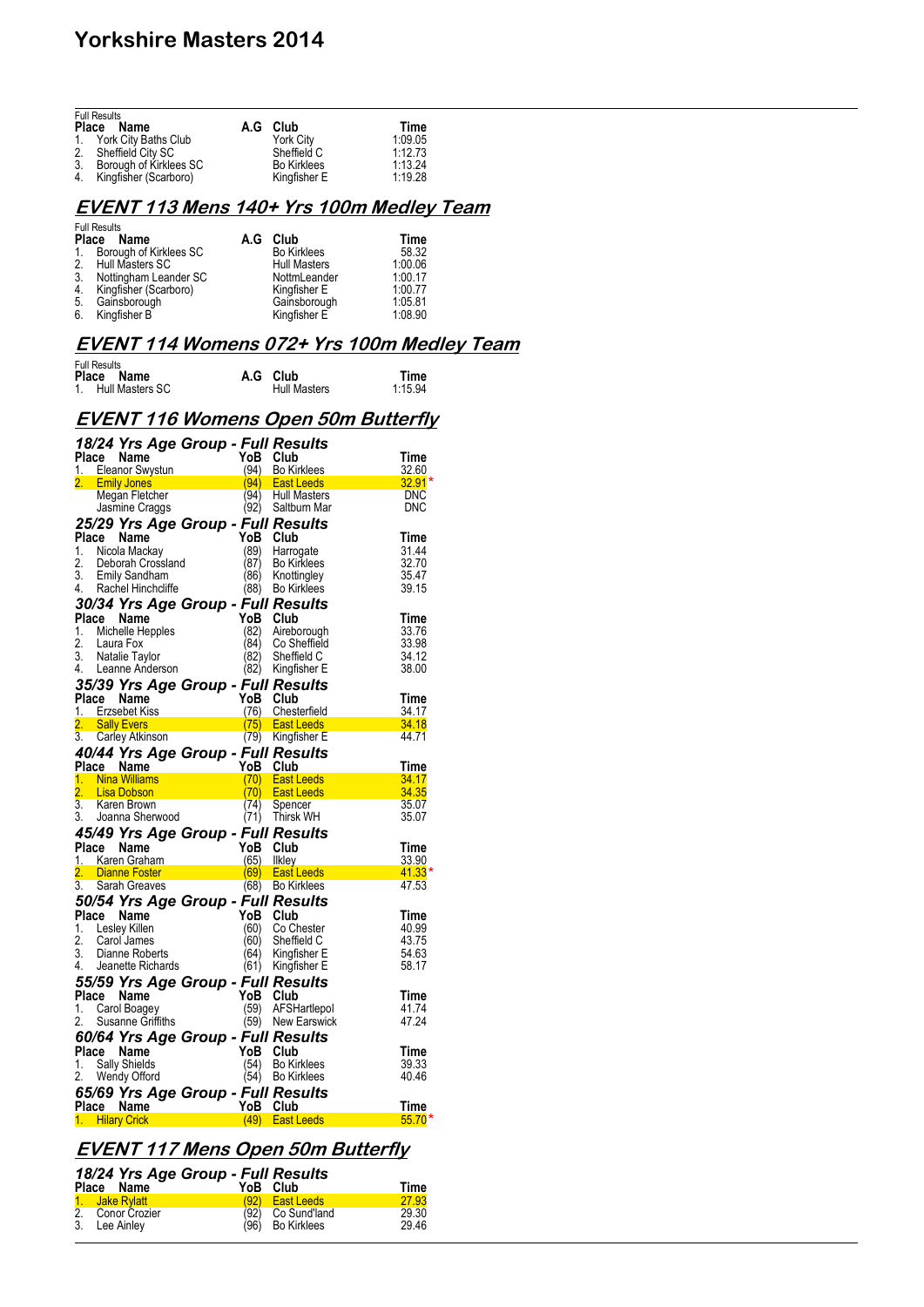# Yorkshire Masters 2014

Full Results

| Place | Name | A.G | Club | Time |
|---|---|---|---|---|
| 1. | York City Baths Club | | York City | 1:09.05 |
| 2. | Sheffield City SC | | Sheffield C | 1:12.73 |
| 3. | Borough of Kirklees SC | | Bo Kirklees | 1:13.24 |
| 4. | Kingfisher (Scarboro) | | Kingfisher E | 1:19.28 |

## EVENT 113 Mens 140+ Yrs 100m Medley Team

Full Results

| Place | Name | A.G | Club | Time |
|---|---|---|---|---|
| 1. | Borough of Kirklees SC | | Bo Kirklees | 58.32 |
| 2. | Hull Masters SC | | Hull Masters | 1:00.06 |
| 3. | Nottingham Leander SC | | NottmLeander | 1:00.17 |
| 4. | Kingfisher (Scarboro) | | Kingfisher E | 1:00.77 |
| 5. | Gainsborough | | Gainsborough | 1:05.81 |
| 6. | Kingfisher B | | Kingfisher E | 1:08.90 |

## EVENT 114 Womens 072+ Yrs 100m Medley Team

Full Results

| Place | Name | A.G | Club | Time |
|---|---|---|---|---|
| 1. | Hull Masters SC | | Hull Masters | 1:15.94 |

## EVENT 116 Womens Open 50m Butterfly

### 18/24 Yrs Age Group - Full Results

| Place | Name | YoB | Club | Time |
|---|---|---|---|---|
| 1. | Eleanor Swystun | (94) | Bo Kirklees | 32.60 |
| 2. | Emily Jones | (94) | East Leeds | 32.91 * |
| | Megan Fletcher | (94) | Hull Masters | DNC |
| | Jasmine Craggs | (92) | Saltburn Mar | DNC |

### 25/29 Yrs Age Group - Full Results

| Place | Name | YoB | Club | Time |
|---|---|---|---|---|
| 1. | Nicola Mackay | (89) | Harrogate | 31.44 |
| 2. | Deborah Crossland | (87) | Bo Kirklees | 32.70 |
| 3. | Emily Sandham | (86) | Knottingley | 35.47 |
| 4. | Rachel Hinchcliffe | (88) | Bo Kirklees | 39.15 |

### 30/34 Yrs Age Group - Full Results

| Place | Name | YoB | Club | Time |
|---|---|---|---|---|
| 1. | Michelle Hepples | (82) | Aireborough | 33.76 |
| 2. | Laura Fox | (84) | Co Sheffield | 33.98 |
| 3. | Natalie Taylor | (82) | Sheffield C | 34.12 |
| 4. | Leanne Anderson | (82) | Kingfisher E | 38.00 |

### 35/39 Yrs Age Group - Full Results

| Place | Name | YoB | Club | Time |
|---|---|---|---|---|
| 1. | Erzsebet Kiss | (76) | Chesterfield | 34.17 |
| 2. | Sally Evers | (75) | East Leeds | 34.18 |
| 3. | Carley Atkinson | (79) | Kingfisher E | 44.71 |

### 40/44 Yrs Age Group - Full Results

| Place | Name | YoB | Club | Time |
|---|---|---|---|---|
| 1. | Nina Williams | (70) | East Leeds | 34.17 |
| 2. | Lisa Dobson | (70) | East Leeds | 34.35 |
| 3. | Karen Brown | (74) | Spencer | 35.07 |
| 3. | Joanna Sherwood | (71) | Thirsk WH | 35.07 |

### 45/49 Yrs Age Group - Full Results

| Place | Name | YoB | Club | Time |
|---|---|---|---|---|
| 1. | Karen Graham | (65) | Ilkley | 33.90 |
| 2. | Dianne Foster | (69) | East Leeds | 41.33 * |
| 3. | Sarah Greaves | (68) | Bo Kirklees | 47.53 |

### 50/54 Yrs Age Group - Full Results

| Place | Name | YoB | Club | Time |
|---|---|---|---|---|
| 1. | Lesley Killen | (60) | Co Chester | 40.99 |
| 2. | Carol James | (60) | Sheffield C | 43.75 |
| 3. | Dianne Roberts | (64) | Kingfisher E | 54.63 |
| 4. | Jeanette Richards | (61) | Kingfisher E | 58.17 |

### 55/59 Yrs Age Group - Full Results

| Place | Name | YoB | Club | Time |
|---|---|---|---|---|
| 1. | Carol Boagey | (59) | AFSHartlepol | 41.74 |
| 2. | Susanne Griffiths | (59) | New Earswick | 47.24 |

### 60/64 Yrs Age Group - Full Results

| Place | Name | YoB | Club | Time |
|---|---|---|---|---|
| 1. | Sally Shields | (54) | Bo Kirklees | 39.33 |
| 2. | Wendy Offord | (54) | Bo Kirklees | 40.46 |

### 65/69 Yrs Age Group - Full Results

| Place | Name | YoB | Club | Time |
|---|---|---|---|---|
| 1. | Hilary Crick | (49) | East Leeds | 55.70 * |

## EVENT 117 Mens Open 50m Butterfly

### 18/24 Yrs Age Group - Full Results

| Place | Name | YoB | Club | Time |
|---|---|---|---|---|
| 1. | Jake Rylatt | (92) | East Leeds | 27.93 |
| 2. | Conor Crozier | (92) | Co Sund'land | 29.30 |
| 3. | Lee Ainley | (96) | Bo Kirklees | 29.46 |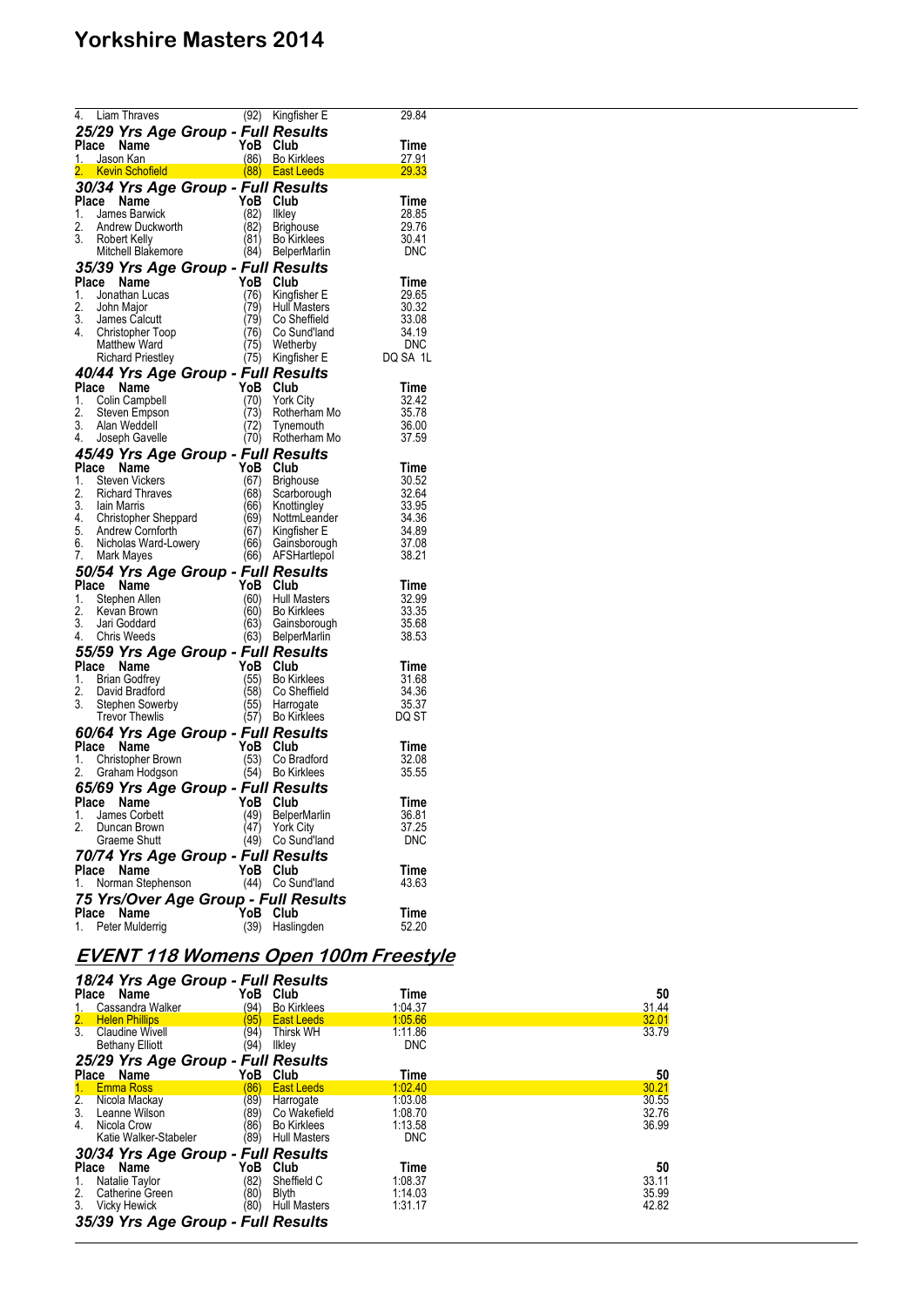| Place | Name | YoB | Club | Time |
|---|---|---|---|---|
| 4. | Liam Thraves | (92) | Kingfisher E | 29.84 |

### 25/29 Yrs Age Group - Full Results

| Place | Name | YoB | Club | Time |
|---|---|---|---|---|
| 1. | Jason Kan | (86) | Bo Kirklees | 27.91 |
| 2. | Kevin Schofield | (88) | East Leeds | 29.33 |

### 30/34 Yrs Age Group - Full Results

| Place | Name | YoB | Club | Time |
|---|---|---|---|---|
| 1. | James Barwick | (82) | Ilkley | 28.85 |
| 2. | Andrew Duckworth | (82) | Brighouse | 29.76 |
| 3. | Robert Kelly | (81) | Bo Kirklees | 30.41 |
| | Mitchell Blakemore | (84) | BelperMarlin | DNC |

### 35/39 Yrs Age Group - Full Results

| Place | Name | YoB | Club | Time |
|---|---|---|---|---|
| 1. | Jonathan Lucas | (76) | Kingfisher E | 29.65 |
| 2. | John Major | (79) | Hull Masters | 30.32 |
| 3. | James Calcutt | (79) | Co Sheffield | 33.08 |
| 4. | Christopher Toop | (76) | Co Sund'land | 34.19 |
| | Matthew Ward | (75) | Wetherby | DNC |
| | Richard Priestley | (75) | Kingfisher E | DQ SA 1L |

### 40/44 Yrs Age Group - Full Results

| Place | Name | YoB | Club | Time |
|---|---|---|---|---|
| 1. | Colin Campbell | (70) | York City | 32.42 |
| 2. | Steven Empson | (73) | Rotherham Mo | 35.78 |
| 3. | Alan Weddell | (72) | Tynemouth | 36.00 |
| 4. | Joseph Gavelle | (70) | Rotherham Mo | 37.59 |

### 45/49 Yrs Age Group - Full Results

| Place | Name | YoB | Club | Time |
|---|---|---|---|---|
| 1. | Steven Vickers | (67) | Brighouse | 30.52 |
| 2. | Richard Thraves | (68) | Scarborough | 32.64 |
| 3. | Iain Marris | (66) | Knottingley | 33.95 |
| 4. | Christopher Sheppard | (69) | NottmLeander | 34.36 |
| 5. | Andrew Cornforth | (67) | Kingfisher E | 34.89 |
| 6. | Nicholas Ward-Lowery | (66) | Gainsborough | 37.08 |
| 7. | Mark Mayes | (66) | AFSHartlepol | 38.21 |

### 50/54 Yrs Age Group - Full Results

| Place | Name | YoB | Club | Time |
|---|---|---|---|---|
| 1. | Stephen Allen | (60) | Hull Masters | 32.99 |
| 2. | Kevan Brown | (60) | Bo Kirklees | 33.35 |
| 3. | Jari Goddard | (63) | Gainsborough | 35.68 |
| 4. | Chris Weeds | (63) | BelperMarlin | 38.53 |

### 55/59 Yrs Age Group - Full Results

| Place | Name | YoB | Club | Time |
|---|---|---|---|---|
| 1. | Brian Godfrey | (55) | Bo Kirklees | 31.68 |
| 2. | David Bradford | (58) | Co Sheffield | 34.36 |
| 3. | Stephen Sowerby | (55) | Harrogate | 35.37 |
| | Trevor Thewlis | (57) | Bo Kirklees | DQ ST |

### 60/64 Yrs Age Group - Full Results

| Place | Name | YoB | Club | Time |
|---|---|---|---|---|
| 1. | Christopher Brown | (53) | Co Bradford | 32.08 |
| 2. | Graham Hodgson | (54) | Bo Kirklees | 35.55 |

### 65/69 Yrs Age Group - Full Results

| Place | Name | YoB | Club | Time |
|---|---|---|---|---|
| 1. | James Corbett | (49) | BelperMarlin | 36.81 |
| 2. | Duncan Brown | (47) | York City | 37.25 |
| | Graeme Shutt | (49) | Co Sund'land | DNC |

### 70/74 Yrs Age Group - Full Results

| Place | Name | YoB | Club | Time |
|---|---|---|---|---|
| 1. | Norman Stephenson | (44) | Co Sund'land | 43.63 |

### 75 Yrs/Over Age Group - Full Results

| Place | Name | YoB | Club | Time |
|---|---|---|---|---|
| 1. | Peter Mulderrig | (39) | Haslingden | 52.20 |

## EVENT 118 Womens Open 100m Freestyle

### 18/24 Yrs Age Group - Full Results

| Place | Name | YoB | Club | Time | 50 |
|---|---|---|---|---|---|
| 1. | Cassandra Walker | (94) | Bo Kirklees | 1:04.37 | 31.44 |
| 2. | Helen Phillips | (95) | East Leeds | 1:05.66 | 32.01 |
| 3. | Claudine Wivell | (94) | Thirsk WH | 1:11.86 | 33.79 |
| | Bethany Elliott | (94) | Ilkley | DNC | |

### 25/29 Yrs Age Group - Full Results

| Place | Name | YoB | Club | Time | 50 |
|---|---|---|---|---|---|
| 1. | Emma Ross | (86) | East Leeds | 1:02.40 | 30.21 |
| 2. | Nicola Mackay | (89) | Harrogate | 1:03.08 | 30.55 |
| 3. | Leanne Wilson | (89) | Co Wakefield | 1:08.70 | 32.76 |
| 4. | Nicola Crow | (86) | Bo Kirklees | 1:13.58 | 36.99 |
| | Katie Walker-Stabeler | (89) | Hull Masters | DNC | |

### 30/34 Yrs Age Group - Full Results

| Place | Name | YoB | Club | Time | 50 |
|---|---|---|---|---|---|
| 1. | Natalie Taylor | (82) | Sheffield C | 1:08.37 | 33.11 |
| 2. | Catherine Green | (80) | Blyth | 1:14.03 | 35.99 |
| 3. | Vicky Hewick | (80) | Hull Masters | 1:31.17 | 42.82 |

### 35/39 Yrs Age Group - Full Results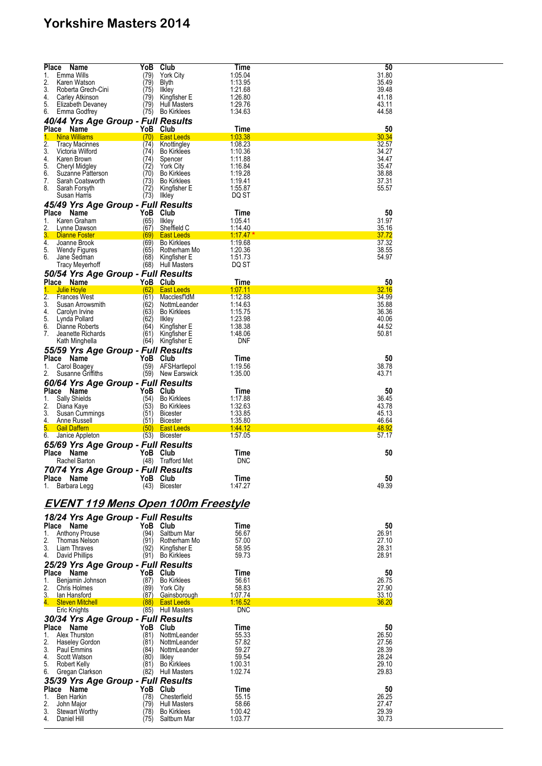| Place | Name | YoB | Club | Time | 50 |
|---|---|---|---|---|---|
| 1. | Emma Wills | (79) | York City | 1:05.04 | 31.80 |
| 2. | Karen Watson | (79) | Blyth | 1:13.95 | 35.49 |
| 3. | Roberta Grech-Cini | (75) | Ilkley | 1:21.68 | 39.48 |
| 4. | Carley Atkinson | (79) | Kingfisher E | 1:26.80 | 41.18 |
| 5. | Elizabeth Devaney | (79) | Hull Masters | 1:29.76 | 43.11 |
| 6. | Emma Godfrey | (75) | Bo Kirklees | 1:34.63 | 44.58 |

### 40/44 Yrs Age Group - Full Results

| Place | Name | YoB | Club | Time | 50 |
|---|---|---|---|---|---|
| 1. | Nina Williams | (70) | East Leeds | 1:03.38 | 30.34 |
| 2. | Tracy Macinnes | (74) | Knottingley | 1:08.23 | 32.57 |
| 3. | Victoria Wilford | (74) | Bo Kirklees | 1:10.36 | 34.27 |
| 4. | Karen Brown | (74) | Spencer | 1:11.88 | 34.47 |
| 5. | Cheryl Midgley | (72) | York City | 1:16.84 | 35.47 |
| 6. | Suzanne Patterson | (70) | Bo Kirklees | 1:19.28 | 38.88 |
| 7. | Sarah Coatsworth | (73) | Bo Kirklees | 1:19.41 | 37.31 |
| 8. | Sarah Forsyth | (72) | Kingfisher E | 1:55.87 | 55.57 |
| | Susan Harris | (73) | Ilkley | DQ ST | |

### 45/49 Yrs Age Group - Full Results

| Place | Name | YoB | Club | Time | 50 |
|---|---|---|---|---|---|
| 1. | Karen Graham | (65) | Ilkley | 1:05.41 | 31.97 |
| 2. | Lynne Dawson | (67) | Sheffield C | 1:14.40 | 35.16 |
| 3. | Dianne Foster | (69) | East Leeds | 1:17.47 * | 37.72 |
| 4. | Joanne Brook | (69) | Bo Kirklees | 1:19.68 | 37.32 |
| 5. | Wendy Figures | (65) | Rotherham Mo | 1:20.36 | 38.55 |
| 6. | Jane Sedman | (68) | Kingfisher E | 1:51.73 | 54.97 |
| | Tracy Meyerhoff | (68) | Hull Masters | DQ ST | |

### 50/54 Yrs Age Group - Full Results

| Place | Name | YoB | Club | Time | 50 |
|---|---|---|---|---|---|
| 1. | Julie Hoyle | (62) | East Leeds | 1:07.11 | 32.16 |
| 2. | Frances West | (61) | Macclesf'ldM | 1:12.88 | 34.99 |
| 3. | Susan Arrowsmith | (62) | NottmLeander | 1:14.63 | 35.88 |
| 4. | Carolyn Irvine | (63) | Bo Kirklees | 1:15.75 | 36.36 |
| 5. | Lynda Pollard | (62) | Ilkley | 1:23.98 | 40.06 |
| 6. | Dianne Roberts | (64) | Kingfisher E | 1:38.38 | 44.52 |
| 7. | Jeanette Richards | (61) | Kingfisher E | 1:48.06 | 50.81 |
| | Kath Minghella | (64) | Kingfisher E | DNF | |

### 55/59 Yrs Age Group - Full Results

| Place | Name | YoB | Club | Time | 50 |
|---|---|---|---|---|---|
| 1. | Carol Boagey | (59) | AFSHartlepol | 1:19.56 | 38.78 |
| 2. | Susanne Griffiths | (59) | New Earswick | 1:35.00 | 43.71 |

### 60/64 Yrs Age Group - Full Results

| Place | Name | YoB | Club | Time | 50 |
|---|---|---|---|---|---|
| 1. | Sally Shields | (54) | Bo Kirklees | 1:17.88 | 36.45 |
| 2. | Diana Kaye | (53) | Bo Kirklees | 1:32.63 | 43.78 |
| 3. | Susan Cummings | (51) | Bicester | 1:33.85 | 45.13 |
| 4. | Anne Russell | (51) | Bicester | 1:35.80 | 46.64 |
| 5. | Gail Daffern | (50) | East Leeds | 1:44.12 | 48.92 |
| 6. | Janice Appleton | (53) | Bicester | 1:57.05 | 57.17 |

### 65/69 Yrs Age Group - Full Results

| Place | Name | YoB | Club | Time | 50 |
|---|---|---|---|---|---|
| | Rachel Barton | (48) | Trafford Met | DNC | |

### 70/74 Yrs Age Group - Full Results

| Place | Name | YoB | Club | Time | 50 |
|---|---|---|---|---|---|
| 1. | Barbara Legg | (43) | Bicester | 1:47.27 | 49.39 |

## EVENT 119 Mens Open 100m Freestyle

### 18/24 Yrs Age Group - Full Results

| Place | Name | YoB | Club | Time | 50 |
|---|---|---|---|---|---|
| 1. | Anthony Prouse | (94) | Saltburn Mar | 56.67 | 26.91 |
| 2. | Thomas Nelson | (91) | Rotherham Mo | 57.00 | 27.10 |
| 3. | Liam Thraves | (92) | Kingfisher E | 58.95 | 28.31 |
| 4. | David Phillips | (91) | Bo Kirklees | 59.73 | 28.91 |

### 25/29 Yrs Age Group - Full Results

| Place | Name | YoB | Club | Time | 50 |
|---|---|---|---|---|---|
| 1. | Benjamin Johnson | (87) | Bo Kirklees | 56.61 | 26.75 |
| 2. | Chris Holmes | (89) | York City | 58.83 | 27.90 |
| 3. | Ian Hansford | (87) | Gainsborough | 1:07.74 | 33.10 |
| 4. | Steven Mitchell | (88) | East Leeds | 1:16.52 | 36.20 |
| | Eric Knights | (85) | Hull Masters | DNC | |

### 30/34 Yrs Age Group - Full Results

| Place | Name | YoB | Club | Time | 50 |
|---|---|---|---|---|---|
| 1. | Alex Thurston | (81) | NottmLeander | 55.33 | 26.50 |
| 2. | Haseley Gordon | (81) | NottmLeander | 57.82 | 27.56 |
| 3. | Paul Emmins | (84) | NottmLeander | 59.27 | 28.39 |
| 4. | Scott Watson | (80) | Ilkley | 59.54 | 28.24 |
| 5. | Robert Kelly | (81) | Bo Kirklees | 1:00.31 | 29.10 |
| 6. | Gregan Clarkson | (82) | Hull Masters | 1:02.74 | 29.83 |

### 35/39 Yrs Age Group - Full Results

| Place | Name | YoB | Club | Time | 50 |
|---|---|---|---|---|---|
| 1. | Ben Harkin | (78) | Chesterfield | 55.15 | 26.25 |
| 2. | John Major | (79) | Hull Masters | 58.66 | 27.47 |
| 3. | Stewart Worthy | (78) | Bo Kirklees | 1:00.42 | 29.39 |
| 4. | Daniel Hill | (75) | Saltburn Mar | 1:03.77 | 30.73 |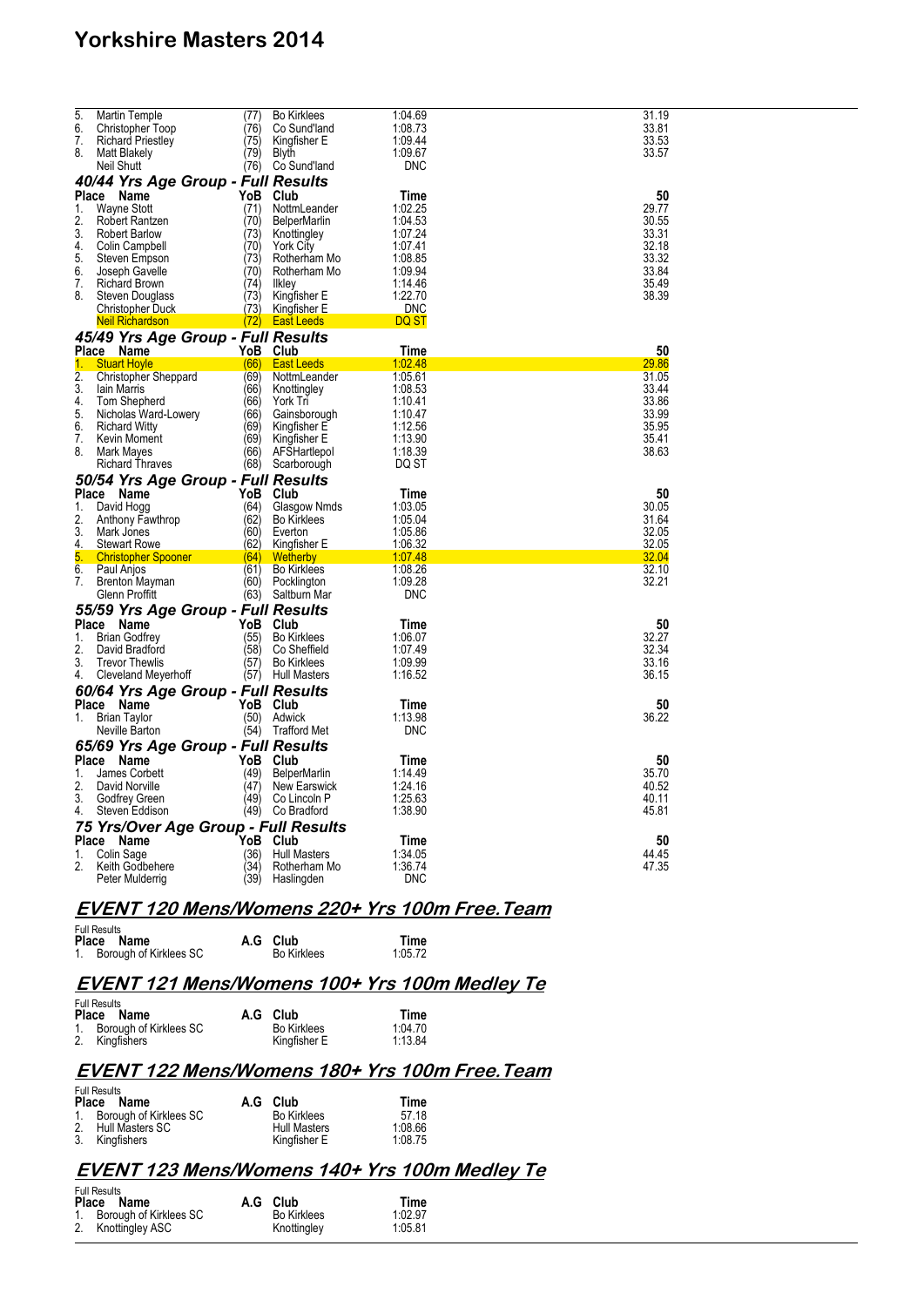| Place | Name | YoB | Club | Time | 50 |
|---|---|---|---|---|---|
| 5. | Martin Temple | (77) | Bo Kirklees | 1:04.69 | 31.19 |
| 6. | Christopher Toop | (76) | Co Sund'land | 1:08.73 | 33.81 |
| 7. | Richard Priestley | (75) | Kingfisher E | 1:09.44 | 33.53 |
| 8. | Matt Blakely | (79) | Blyth | 1:09.67 | 33.57 |
| | Neil Shutt | (76) | Co Sund'land | DNC | |

### 40/44 Yrs Age Group - Full Results

| Place | Name | YoB | Club | Time | 50 |
|---|---|---|---|---|---|
| 1. | Wayne Stott | (71) | NottmLeander | 1:02.25 | 29.77 |
| 2. | Robert Rantzen | (70) | BelperMarlin | 1:04.53 | 30.55 |
| 3. | Robert Barlow | (73) | Knottingley | 1:07.24 | 33.31 |
| 4. | Colin Campbell | (70) | York City | 1:07.41 | 32.18 |
| 5. | Steven Empson | (73) | Rotherham Mo | 1:08.85 | 33.32 |
| 6. | Joseph Gavelle | (70) | Rotherham Mo | 1:09.94 | 33.84 |
| 7. | Richard Brown | (74) | Ilkley | 1:14.46 | 35.49 |
| 8. | Steven Douglass | (73) | Kingfisher E | 1:22.70 | 38.39 |
| | Christopher Duck | (73) | Kingfisher E | DNC | |
| | Neil Richardson | (72) | East Leeds | DQ ST | |

### 45/49 Yrs Age Group - Full Results

| Place | Name | YoB | Club | Time | 50 |
|---|---|---|---|---|---|
| 1. | Stuart Hoyle | (66) | East Leeds | 1:02.48 | 29.86 |
| 2. | Christopher Sheppard | (69) | NottmLeander | 1:05.61 | 31.05 |
| 3. | Iain Marris | (66) | Knottingley | 1:08.53 | 33.44 |
| 4. | Tom Shepherd | (66) | York Tri | 1:10.41 | 33.86 |
| 5. | Nicholas Ward-Lowery | (66) | Gainsborough | 1:10.47 | 33.99 |
| 6. | Richard Witty | (69) | Kingfisher E | 1:12.56 | 35.95 |
| 7. | Kevin Moment | (69) | Kingfisher E | 1:13.90 | 35.41 |
| 8. | Mark Mayes | (66) | AFSHartlepol | 1:18.39 | 38.63 |
| | Richard Thraves | (68) | Scarborough | DQ ST | |

### 50/54 Yrs Age Group - Full Results

| Place | Name | YoB | Club | Time | 50 |
|---|---|---|---|---|---|
| 1. | David Hogg | (64) | Glasgow Nmds | 1:03.05 | 30.05 |
| 2. | Anthony Fawthrop | (62) | Bo Kirklees | 1:05.04 | 31.64 |
| 3. | Mark Jones | (60) | Everton | 1:05.86 | 32.05 |
| 4. | Stewart Rowe | (62) | Kingfisher E | 1:06.32 | 32.05 |
| 5. | Christopher Spooner | (64) | Wetherby | 1:07.48 | 32.04 |
| 6. | Paul Anjos | (61) | Bo Kirklees | 1:08.26 | 32.10 |
| 7. | Brenton Mayman | (60) | Pocklington | 1:09.28 | 32.21 |
| | Glenn Proffitt | (63) | Saltburn Mar | DNC | |

### 55/59 Yrs Age Group - Full Results

| Place | Name | YoB | Club | Time | 50 |
|---|---|---|---|---|---|
| 1. | Brian Godfrey | (55) | Bo Kirklees | 1:06.07 | 32.27 |
| 2. | David Bradford | (58) | Co Sheffield | 1:07.49 | 32.34 |
| 3. | Trevor Thewlis | (57) | Bo Kirklees | 1:09.99 | 33.16 |
| 4. | Cleveland Meyerhoff | (57) | Hull Masters | 1:16.52 | 36.15 |

### 60/64 Yrs Age Group - Full Results

| Place | Name | YoB | Club | Time | 50 |
|---|---|---|---|---|---|
| 1. | Brian Taylor | (50) | Adwick | 1:13.98 | 36.22 |
| | Neville Barton | (54) | Trafford Met | DNC | |

### 65/69 Yrs Age Group - Full Results

| Place | Name | YoB | Club | Time | 50 |
|---|---|---|---|---|---|
| 1. | James Corbett | (49) | BelperMarlin | 1:14.49 | 35.70 |
| 2. | David Norville | (47) | New Earswick | 1:24.16 | 40.52 |
| 3. | Godfrey Green | (49) | Co Lincoln P | 1:25.63 | 40.11 |
| 4. | Steven Eddison | (49) | Co Bradford | 1:38.90 | 45.81 |

### 75 Yrs/Over Age Group - Full Results

| Place | Name | YoB | Club | Time | 50 |
|---|---|---|---|---|---|
| 1. | Colin Sage | (36) | Hull Masters | 1:34.05 | 44.45 |
| 2. | Keith Godbehere | (34) | Rotherham Mo | 1:36.74 | 47.35 |
| | Peter Mulderrig | (39) | Haslingden | DNC | |

## EVENT 120 Mens/Womens 220+ Yrs 100m Free.Team

Full Results

| Place | Name | A.G | Club | Time |
|---|---|---|---|---|
| 1. | Borough of Kirklees SC | | Bo Kirklees | 1:05.72 |

## EVENT 121 Mens/Womens 100+ Yrs 100m Medley Te

Full Results

| Place | Name | A.G | Club | Time |
|---|---|---|---|---|
| 1. | Borough of Kirklees SC | | Bo Kirklees | 1:04.70 |
| 2. | Kingfishers | | Kingfisher E | 1:13.84 |

## EVENT 122 Mens/Womens 180+ Yrs 100m Free.Team

Full Results

| Place | Name | A.G | Club | Time |
|---|---|---|---|---|
| 1. | Borough of Kirklees SC | | Bo Kirklees | 57.18 |
| 2. | Hull Masters SC | | Hull Masters | 1:08.66 |
| 3. | Kingfishers | | Kingfisher E | 1:08.75 |

## EVENT 123 Mens/Womens 140+ Yrs 100m Medley Te

Full Results

| Place | Name | A.G | Club | Time |
|---|---|---|---|---|
| 1. | Borough of Kirklees SC | | Bo Kirklees | 1:02.97 |
| 2. | Knottingley ASC | | Knottingley | 1:05.81 |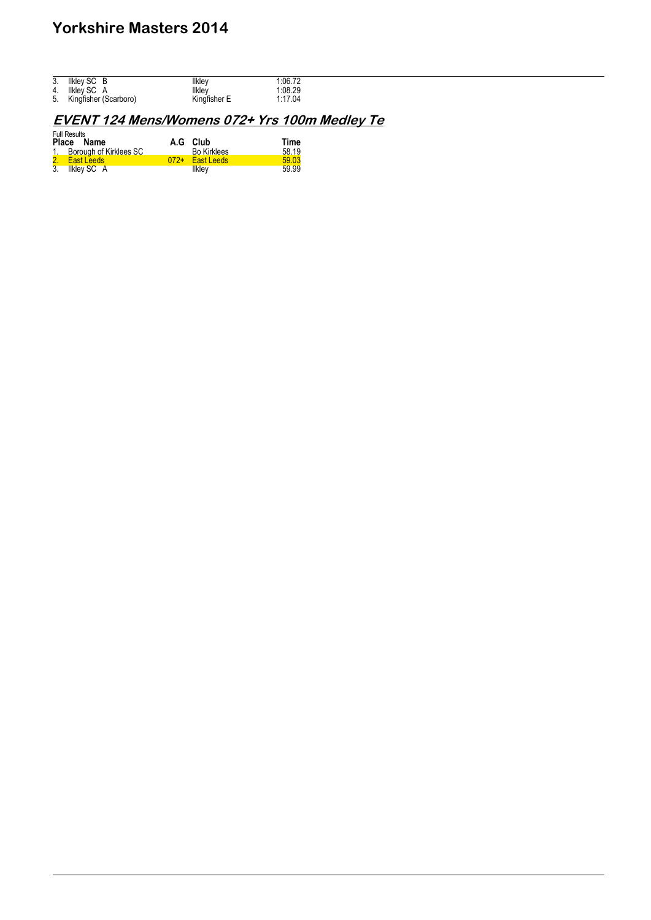| | | | |
|---|---|---|---|
| 3. | Ilkley SC B | Ilkley | 1:06.72 |
| 4. | Ilkley SC A | Ilkley | 1:08.29 |
| 5. | Kingfisher (Scarboro) | Kingfisher E | 1:17.04 |

## EVENT 124 Mens/Womens 072+ Yrs 100m Medley Te

Full Results

| Place | Name | A.G | Club | Time |
|---|---|---|---|---|
| 1. | Borough of Kirklees SC | | Bo Kirklees | 58.19 |
| 2. | East Leeds | 072+ | East Leeds | 59.03 |
| 3. | Ilkley SC A | | Ilkley | 59.99 |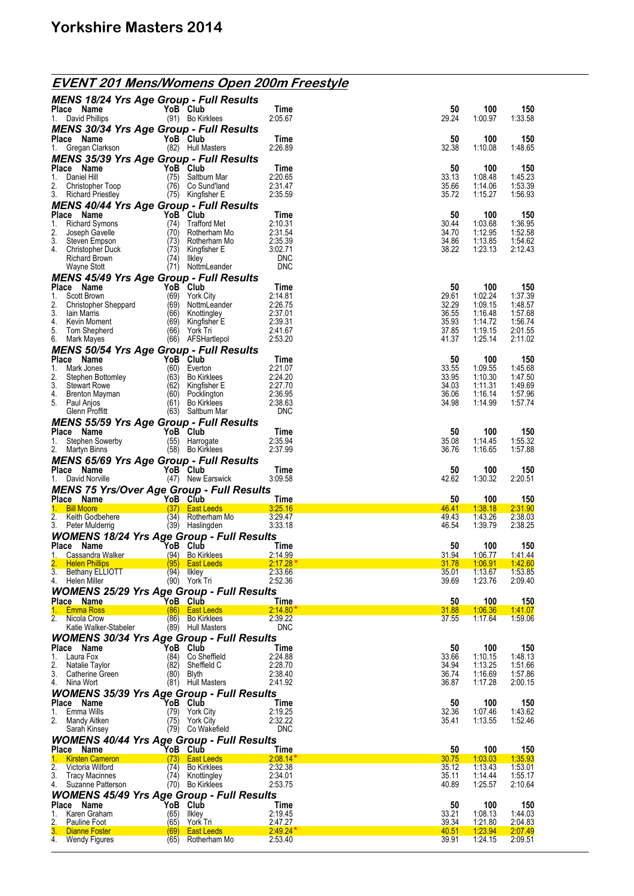# Yorkshire Masters 2014

## EVENT 201 Mens/Womens Open 200m Freestyle

### MENS 18/24 Yrs Age Group - Full Results

| Place | Name | YoB | Club | Time | 50 | 100 | 150 |
|---|---|---|---|---|---|---|---|
| 1. | David Phillips | (91) | Bo Kirklees | 2:05.67 | 29.24 | 1:00.97 | 1:33.58 |

### MENS 30/34 Yrs Age Group - Full Results

| Place | Name | YoB | Club | Time | 50 | 100 | 150 |
|---|---|---|---|---|---|---|---|
| 1. | Gregan Clarkson | (82) | Hull Masters | 2:26.89 | 32.38 | 1:10.08 | 1:48.65 |

### MENS 35/39 Yrs Age Group - Full Results

| Place | Name | YoB | Club | Time | 50 | 100 | 150 |
|---|---|---|---|---|---|---|---|
| 1. | Daniel Hill | (75) | Saltburn Mar | 2:20.65 | 33.13 | 1:08.48 | 1:45.23 |
| 2. | Christopher Toop | (76) | Co Sund'land | 2:31.47 | 35.66 | 1:14.06 | 1:53.39 |
| 3. | Richard Priestley | (75) | Kingfisher E | 2:35.59 | 35.72 | 1:15.27 | 1:56.93 |

### MENS 40/44 Yrs Age Group - Full Results

| Place | Name | YoB | Club | Time | 50 | 100 | 150 |
|---|---|---|---|---|---|---|---|
| 1. | Richard Symons | (74) | Trafford Met | 2:10.31 | 30.44 | 1:03.68 | 1:36.95 |
| 2. | Joseph Gavelle | (70) | Rotherham Mo | 2:31.54 | 34.70 | 1:12.95 | 1:52.58 |
| 3. | Steven Empson | (73) | Rotherham Mo | 2:35.39 | 34.86 | 1:13.85 | 1:54.62 |
| 4. | Christopher Duck | (73) | Kingfisher E | 3:02.71 | 38.22 | 1:23.13 | 2:12.43 |
| | Richard Brown | (74) | Ilkley | DNC | | | |
| | Wayne Stott | (71) | NottmLeander | DNC | | | |

### MENS 45/49 Yrs Age Group - Full Results

| Place | Name | YoB | Club | Time | 50 | 100 | 150 |
|---|---|---|---|---|---|---|---|
| 1. | Scott Brown | (69) | York City | 2:14.81 | 29.61 | 1:02.24 | 1:37.39 |
| 2. | Christopher Sheppard | (69) | NottmLeander | 2:26.75 | 32.29 | 1:09.15 | 1:48.57 |
| 3. | Iain Marris | (66) | Knottingley | 2:37.01 | 36.55 | 1:16.48 | 1:57.68 |
| 4. | Kevin Moment | (69) | Kingfisher E | 2:39.31 | 35.93 | 1:14.72 | 1:56.74 |
| 5. | Tom Shepherd | (66) | York Tri | 2:41.67 | 37.85 | 1:19.15 | 2:01.55 |
| 6. | Mark Mayes | (66) | AFSHartlepol | 2:53.20 | 41.37 | 1:25.14 | 2:11.02 |

### MENS 50/54 Yrs Age Group - Full Results

| Place | Name | YoB | Club | Time | 50 | 100 | 150 |
|---|---|---|---|---|---|---|---|
| 1. | Mark Jones | (60) | Everton | 2:21.07 | 33.55 | 1:09.55 | 1:45.68 |
| 2. | Stephen Bottomley | (63) | Bo Kirklees | 2:24.20 | 33.95 | 1:10.30 | 1:47.50 |
| 3. | Stewart Rowe | (62) | Kingfisher E | 2:27.70 | 34.03 | 1:11.31 | 1:49.69 |
| 4. | Brenton Mayman | (60) | Pocklington | 2:36.95 | 36.06 | 1:16.14 | 1:57.96 |
| 5. | Paul Anjos | (61) | Bo Kirklees | 2:38.63 | 34.98 | 1:14.99 | 1:57.74 |
| | Glenn Proffitt | (63) | Saltburn Mar | DNC | | | |

### MENS 55/59 Yrs Age Group - Full Results

| Place | Name | YoB | Club | Time | 50 | 100 | 150 |
|---|---|---|---|---|---|---|---|
| 1. | Stephen Sowerby | (55) | Harrogate | 2:35.94 | 35.08 | 1:14.45 | 1:55.32 |
| 2. | Martyn Binns | (58) | Bo Kirklees | 2:37.99 | 36.76 | 1:16.65 | 1:57.88 |

### MENS 65/69 Yrs Age Group - Full Results

| Place | Name | YoB | Club | Time | 50 | 100 | 150 |
|---|---|---|---|---|---|---|---|
| 1. | David Norville | (47) | New Earswick | 3:09.58 | 42.62 | 1:30.32 | 2:20.51 |

### MENS 75 Yrs/Over Age Group - Full Results

| Place | Name | YoB | Club | Time | 50 | 100 | 150 |
|---|---|---|---|---|---|---|---|
| 1. | Bill Moore | (37) | East Leeds | 3:25.16 | 46.41 | 1:38.18 | 2:31.90 |
| 2. | Keith Godbehere | (34) | Rotherham Mo | 3:29.47 | 49.43 | 1:43.26 | 2:38.03 |
| 3. | Peter Mulderrig | (39) | Haslingden | 3:33.18 | 46.54 | 1:39.79 | 2:38.25 |

### WOMENS 18/24 Yrs Age Group - Full Results

| Place | Name | YoB | Club | Time | 50 | 100 | 150 |
|---|---|---|---|---|---|---|---|
| 1. | Cassandra Walker | (94) | Bo Kirklees | 2:14.99 | 31.94 | 1:06.77 | 1:41.44 |
| 2. | Helen Phillips | (95) | East Leeds | 2:17.28 * | 31.78 | 1:06.91 | 1:42.60 |
| 3. | Bethany ELLIOTT | (94) | Ilkley | 2:33.66 | 35.01 | 1:13.67 | 1:53.85 |
| 4. | Helen Miller | (90) | York Tri | 2:52.36 | 39.69 | 1:23.76 | 2:09.40 |

### WOMENS 25/29 Yrs Age Group - Full Results

| Place | Name | YoB | Club | Time | 50 | 100 | 150 |
|---|---|---|---|---|---|---|---|
| 1. | Emma Ross | (86) | East Leeds | 2:14.80 * | 31.88 | 1:06.36 | 1:41.07 |
| 2. | Nicola Crow | (86) | Bo Kirklees | 2:39.22 | 37.55 | 1:17.64 | 1:59.06 |
| | Katie Walker-Stabeler | (89) | Hull Masters | DNC | | | |

### WOMENS 30/34 Yrs Age Group - Full Results

| Place | Name | YoB | Club | Time | 50 | 100 | 150 |
|---|---|---|---|---|---|---|---|
| 1. | Laura Fox | (84) | Co Sheffield | 2:24.88 | 33.66 | 1:10.15 | 1:48.13 |
| 2. | Natalie Taylor | (82) | Sheffield C | 2:28.70 | 34.94 | 1:13.25 | 1:51.66 |
| 3. | Catherine Green | (80) | Blyth | 2:38.40 | 36.74 | 1:16.69 | 1:57.86 |
| 4. | Nina Wort | (81) | Hull Masters | 2:41.92 | 36.87 | 1:17.28 | 2:00.15 |

### WOMENS 35/39 Yrs Age Group - Full Results

| Place | Name | YoB | Club | Time | 50 | 100 | 150 |
|---|---|---|---|---|---|---|---|
| 1. | Emma Wills | (79) | York City | 2:19.25 | 32.36 | 1:07.46 | 1:43.62 |
| 2. | Mandy Aitken | (75) | York City | 2:32.22 | 35.41 | 1:13.55 | 1:52.46 |
| | Sarah Kinsey | (79) | Co Wakefield | DNC | | | |

### WOMENS 40/44 Yrs Age Group - Full Results

| Place | Name | YoB | Club | Time | 50 | 100 | 150 |
|---|---|---|---|---|---|---|---|
| 1. | Kirsten Cameron | (73) | East Leeds | 2:08.14 * | 30.75 | 1:03.03 | 1:35.93 |
| 2. | Victoria Wilford | (74) | Bo Kirklees | 2:32.38 | 35.12 | 1:13.43 | 1:53.01 |
| 3. | Tracy Macinnes | (74) | Knottingley | 2:34.01 | 35.11 | 1:14.44 | 1:55.17 |
| 4. | Suzanne Patterson | (70) | Bo Kirklees | 2:53.75 | 40.89 | 1:25.57 | 2:10.64 |

### WOMENS 45/49 Yrs Age Group - Full Results

| Place | Name | YoB | Club | Time | 50 | 100 | 150 |
|---|---|---|---|---|---|---|---|
| 1. | Karen Graham | (65) | Ilkley | 2:19.45 | 33.21 | 1:08.13 | 1:44.03 |
| 2. | Pauline Foot | (65) | York Tri | 2:47.27 | 39.34 | 1:21.80 | 2:04.83 |
| 3. | Dianne Foster | (69) | East Leeds | 2:49.24 * | 40.51 | 1:23.94 | 2:07.49 |
| 4. | Wendy Figures | (65) | Rotherham Mo | 2:53.40 | 39.91 | 1:24.15 | 2:09.51 |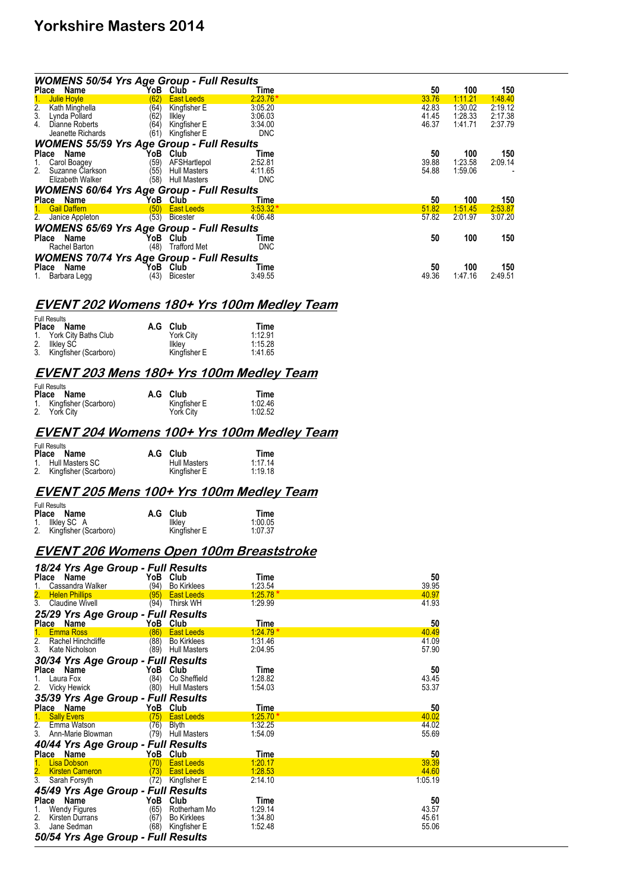### WOMENS 50/54 Yrs Age Group - Full Results

| Place | Name | YoB | Club | Time | 50 | 100 | 150 |
|---|---|---|---|---|---|---|---|
| 1. | Julie Hoyle | (62) | East Leeds | 2:23.76 * | 33.76 | 1:11.21 | 1:48.40 |
| 2. | Kath Minghella | (64) | Kingfisher E | 3:05.20 | 42.83 | 1:30.02 | 2:19.12 |
| 3. | Lynda Pollard | (62) | Ilkley | 3:06.03 | 41.45 | 1:28.33 | 2:17.38 |
| 4. | Dianne Roberts | (64) | Kingfisher E | 3:34.00 | 46.37 | 1:41.71 | 2:37.79 |
| | Jeanette Richards | (61) | Kingfisher E | DNC | | | |

### WOMENS 55/59 Yrs Age Group - Full Results

| Place | Name | YoB | Club | Time | 50 | 100 | 150 |
|---|---|---|---|---|---|---|---|
| 1. | Carol Boagey | (59) | AFSHartlepol | 2:52.81 | 39.88 | 1:23.58 | 2:09.14 |
| 2. | Suzanne Clarkson | (55) | Hull Masters | 4:11.65 | 54.88 | 1:59.06 | - |
| | Elizabeth Walker | (58) | Hull Masters | DNC | | | |

### WOMENS 60/64 Yrs Age Group - Full Results

| Place | Name | YoB | Club | Time | 50 | 100 | 150 |
|---|---|---|---|---|---|---|---|
| 1. | Gail Daffern | (50) | East Leeds | 3:53.32 * | 51.82 | 1:51.45 | 2:53.87 |
| 2. | Janice Appleton | (53) | Bicester | 4:06.48 | 57.82 | 2:01.97 | 3:07.20 |

### WOMENS 65/69 Yrs Age Group - Full Results

| Place | Name | YoB | Club | Time | 50 | 100 | 150 |
|---|---|---|---|---|---|---|---|
| | Rachel Barton | (48) | Trafford Met | DNC | | | |

### WOMENS 70/74 Yrs Age Group - Full Results

| Place | Name | YoB | Club | Time | 50 | 100 | 150 |
|---|---|---|---|---|---|---|---|
| 1. | Barbara Legg | (43) | Bicester | 3:49.55 | 49.36 | 1:47.16 | 2:49.51 |

## EVENT 202 Womens 180+ Yrs 100m Medley Team

Full Results

| Place | Name | A.G | Club | Time |
|---|---|---|---|---|
| 1. | York City Baths Club | | York City | 1:12.91 |
| 2. | Ilkley SC | | Ilkley | 1:15.28 |
| 3. | Kingfisher (Scarboro) | | Kingfisher E | 1:41.65 |

## EVENT 203 Mens 180+ Yrs 100m Medley Team

Full Results

| Place | Name | A.G | Club | Time |
|---|---|---|---|---|
| 1. | Kingfisher (Scarboro) | | Kingfisher E | 1:02.46 |
| 2. | York City | | York City | 1:02.52 |

## EVENT 204 Womens 100+ Yrs 100m Medley Team

Full Results

| Place | Name | A.G | Club | Time |
|---|---|---|---|---|
| 1. | Hull Masters SC | | Hull Masters | 1:17.14 |
| 2. | Kingfisher (Scarboro) | | Kingfisher E | 1:19.18 |

## EVENT 205 Mens 100+ Yrs 100m Medley Team

Full Results

| Place | Name | A.G | Club | Time |
|---|---|---|---|---|
| 1. | Ilkley SC A | | Ilkley | 1:00.05 |
| 2. | Kingfisher (Scarboro) | | Kingfisher E | 1:07.37 |

## EVENT 206 Womens Open 100m Breaststroke

### 18/24 Yrs Age Group - Full Results

| Place | Name | YoB | Club | Time | 50 |
|---|---|---|---|---|---|
| 1. | Cassandra Walker | (94) | Bo Kirklees | 1:23.54 | 39.95 |
| 2. | Helen Phillips | (95) | East Leeds | 1:25.78 * | 40.97 |
| 3. | Claudine Wivell | (94) | Thirsk WH | 1:29.99 | 41.93 |

### 25/29 Yrs Age Group - Full Results

| Place | Name | YoB | Club | Time | 50 |
|---|---|---|---|---|---|
| 1. | Emma Ross | (86) | East Leeds | 1:24.79 * | 40.49 |
| 2. | Rachel Hinchcliffe | (88) | Bo Kirklees | 1:31.46 | 41.09 |
| 3. | Kate Nicholson | (89) | Hull Masters | 2:04.95 | 57.90 |

### 30/34 Yrs Age Group - Full Results

| Place | Name | YoB | Club | Time | 50 |
|---|---|---|---|---|---|
| 1. | Laura Fox | (84) | Co Sheffield | 1:28.82 | 43.45 |
| 2. | Vicky Hewick | (80) | Hull Masters | 1:54.03 | 53.37 |

### 35/39 Yrs Age Group - Full Results

| Place | Name | YoB | Club | Time | 50 |
|---|---|---|---|---|---|
| 1. | Sally Evers | (75) | East Leeds | 1:25.70 * | 40.02 |
| 2. | Emma Watson | (76) | Blyth | 1:32.25 | 44.02 |
| 3. | Ann-Marie Blowman | (79) | Hull Masters | 1:54.09 | 55.69 |

### 40/44 Yrs Age Group - Full Results

| Place | Name | YoB | Club | Time | 50 |
|---|---|---|---|---|---|
| 1. | Lisa Dobson | (70) | East Leeds | 1:20.17 | 39.39 |
| 2. | Kirsten Cameron | (73) | East Leeds | 1:28.53 | 44.60 |
| 3. | Sarah Forsyth | (72) | Kingfisher E | 2:14.10 | 1:05.19 |

### 45/49 Yrs Age Group - Full Results

| Place | Name | YoB | Club | Time | 50 |
|---|---|---|---|---|---|
| 1. | Wendy Figures | (65) | Rotherham Mo | 1:29.14 | 43.57 |
| 2. | Kirsten Durrans | (67) | Bo Kirklees | 1:34.80 | 45.61 |
| 3. | Jane Sedman | (68) | Kingfisher E | 1:52.48 | 55.06 |

### 50/54 Yrs Age Group - Full Results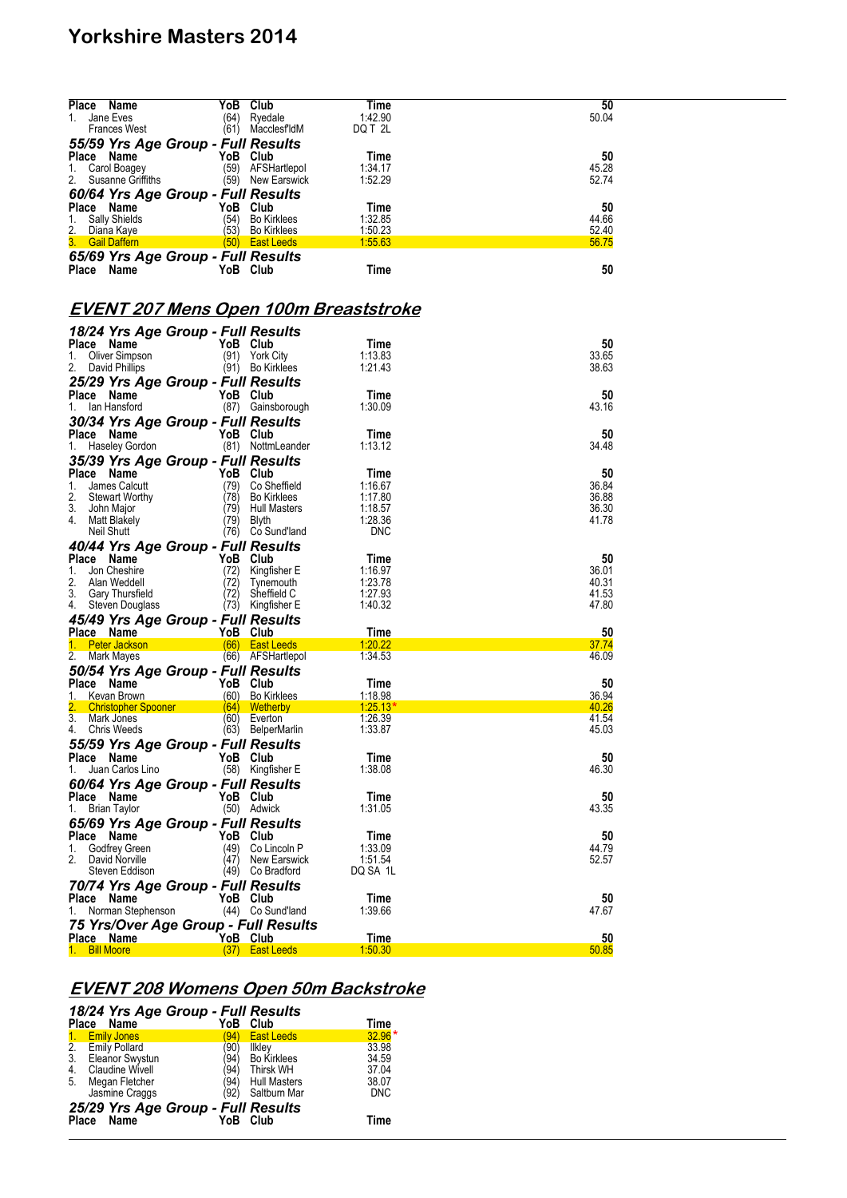| Place | Name | YoB | Club | Time | 50 |
|---|---|---|---|---|---|
| 1. | Jane Eves | (64) | Ryedale | 1:42.90 | 50.04 |
| | Frances West | (61) | Macclesf'ldM | DQ T 2L | |

*55/59 Yrs Age Group - Full Results*

| Place | Name | YoB | Club | Time | 50 |
|---|---|---|---|---|---|
| 1. | Carol Boagey | (59) | AFSHartlepol | 1:34.17 | 45.28 |
| 2. | Susanne Griffiths | (59) | New Earswick | 1:52.29 | 52.74 |

*60/64 Yrs Age Group - Full Results*

| Place | Name | YoB | Club | Time | 50 |
|---|---|---|---|---|---|
| 1. | Sally Shields | (54) | Bo Kirklees | 1:32.85 | 44.66 |
| 2. | Diana Kaye | (53) | Bo Kirklees | 1:50.23 | 52.40 |
| 3. | Gail Daffern | (50) | East Leeds | 1:55.63 | 56.75 |

*65/69 Yrs Age Group - Full Results*

| Place | Name | YoB | Club | Time | 50 |
|---|---|---|---|---|---|

## EVENT 207 Mens Open 100m Breaststroke

*18/24 Yrs Age Group - Full Results*

| Place | Name | YoB | Club | Time | 50 |
|---|---|---|---|---|---|
| 1. | Oliver Simpson | (91) | York City | 1:13.83 | 33.65 |
| 2. | David Phillips | (91) | Bo Kirklees | 1:21.43 | 38.63 |

*25/29 Yrs Age Group - Full Results*

| Place | Name | YoB | Club | Time | 50 |
|---|---|---|---|---|---|
| 1. | Ian Hansford | (87) | Gainsborough | 1:30.09 | 43.16 |

*30/34 Yrs Age Group - Full Results*

| Place | Name | YoB | Club | Time | 50 |
|---|---|---|---|---|---|
| 1. | Haseley Gordon | (81) | NottmLeander | 1:13.12 | 34.48 |

*35/39 Yrs Age Group - Full Results*

| Place | Name | YoB | Club | Time | 50 |
|---|---|---|---|---|---|
| 1. | James Calcutt | (79) | Co Sheffield | 1:16.67 | 36.84 |
| 2. | Stewart Worthy | (78) | Bo Kirklees | 1:17.80 | 36.88 |
| 3. | John Major | (79) | Hull Masters | 1:18.57 | 36.30 |
| 4. | Matt Blakely | (79) | Blyth | 1:28.36 | 41.78 |
| | Neil Shutt | (76) | Co Sund'land | DNC | |

*40/44 Yrs Age Group - Full Results*

| Place | Name | YoB | Club | Time | 50 |
|---|---|---|---|---|---|
| 1. | Jon Cheshire | (72) | Kingfisher E | 1:16.97 | 36.01 |
| 2. | Alan Weddell | (72) | Tynemouth | 1:23.78 | 40.31 |
| 3. | Gary Thursfield | (72) | Sheffield C | 1:27.93 | 41.53 |
| 4. | Steven Douglass | (73) | Kingfisher E | 1:40.32 | 47.80 |

*45/49 Yrs Age Group - Full Results*

| Place | Name | YoB | Club | Time | 50 |
|---|---|---|---|---|---|
| 1. | Peter Jackson | (66) | East Leeds | 1:20.22 | 37.74 |
| 2. | Mark Mayes | (66) | AFSHartlepol | 1:34.53 | 46.09 |

*50/54 Yrs Age Group - Full Results*

| Place | Name | YoB | Club | Time | 50 |
|---|---|---|---|---|---|
| 1. | Kevan Brown | (60) | Bo Kirklees | 1:18.98 | 36.94 |
| 2. | Christopher Spooner | (64) | Wetherby | 1:25.13* | 40.26 |
| 3. | Mark Jones | (60) | Everton | 1:26.39 | 41.54 |
| 4. | Chris Weeds | (63) | BelperMarlin | 1:33.87 | 45.03 |

*55/59 Yrs Age Group - Full Results*

| Place | Name | YoB | Club | Time | 50 |
|---|---|---|---|---|---|
| 1. | Juan Carlos Lino | (58) | Kingfisher E | 1:38.08 | 46.30 |

*60/64 Yrs Age Group - Full Results*

| Place | Name | YoB | Club | Time | 50 |
|---|---|---|---|---|---|
| 1. | Brian Taylor | (50) | Adwick | 1:31.05 | 43.35 |

*65/69 Yrs Age Group - Full Results*

| Place | Name | YoB | Club | Time | 50 |
|---|---|---|---|---|---|
| 1. | Godfrey Green | (49) | Co Lincoln P | 1:33.09 | 44.79 |
| 2. | David Norville | (47) | New Earswick | 1:51.54 | 52.57 |
| | Steven Eddison | (49) | Co Bradford | DQ SA 1L | |

*70/74 Yrs Age Group - Full Results*

| Place | Name | YoB | Club | Time | 50 |
|---|---|---|---|---|---|
| 1. | Norman Stephenson | (44) | Co Sund'land | 1:39.66 | 47.67 |

*75 Yrs/Over Age Group - Full Results*

| Place | Name | YoB | Club | Time | 50 |
|---|---|---|---|---|---|
| 1. | Bill Moore | (37) | East Leeds | 1:50.30 | 50.85 |

## EVENT 208 Womens Open 50m Backstroke

*18/24 Yrs Age Group - Full Results*

| Place | Name | YoB | Club | Time |
|---|---|---|---|---|
| 1. | Emily Jones | (94) | East Leeds | 32.96* |
| 2. | Emily Pollard | (90) | Ilkley | 33.98 |
| 3. | Eleanor Swystun | (94) | Bo Kirklees | 34.59 |
| 4. | Claudine Wivell | (94) | Thirsk WH | 37.04 |
| 5. | Megan Fletcher | (94) | Hull Masters | 38.07 |
| | Jasmine Craggs | (92) | Saltburn Mar | DNC |

*25/29 Yrs Age Group - Full Results*

| Place | Name | YoB | Club | Time |
|---|---|---|---|---|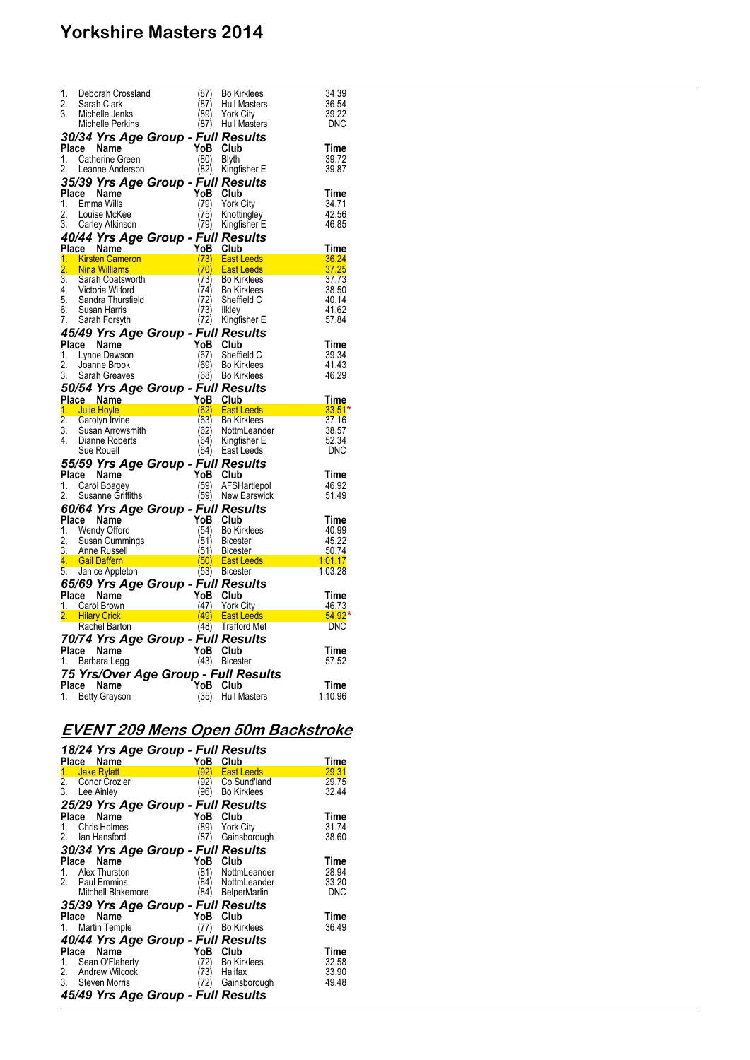| Place | Name | YoB | Club | Time |
|---|---|---|---|---|
| 1. | Deborah Crossland | (87) | Bo Kirklees | 34.39 |
| 2. | Sarah Clark | (87) | Hull Masters | 36.54 |
| 3. | Michelle Jenks | (89) | York City | 39.22 |
| | Michelle Perkins | (87) | Hull Masters | DNC |

### 30/34 Yrs Age Group - Full Results

| Place | Name | YoB | Club | Time |
|---|---|---|---|---|
| 1. | Catherine Green | (80) | Blyth | 39.72 |
| 2. | Leanne Anderson | (82) | Kingfisher E | 39.87 |

### 35/39 Yrs Age Group - Full Results

| Place | Name | YoB | Club | Time |
|---|---|---|---|---|
| 1. | Emma Wills | (79) | York City | 34.71 |
| 2. | Louise McKee | (75) | Knottingley | 42.56 |
| 3. | Carley Atkinson | (79) | Kingfisher E | 46.85 |

### 40/44 Yrs Age Group - Full Results

| Place | Name | YoB | Club | Time |
|---|---|---|---|---|
| 1. | Kirsten Cameron | (73) | East Leeds | 36.24 |
| 2. | Nina Williams | (70) | East Leeds | 37.25 |
| 3. | Sarah Coatsworth | (73) | Bo Kirklees | 37.73 |
| 4. | Victoria Wilford | (74) | Bo Kirklees | 38.50 |
| 5. | Sandra Thursfield | (72) | Sheffield C | 40.14 |
| 6. | Susan Harris | (73) | Ilkley | 41.62 |
| 7. | Sarah Forsyth | (72) | Kingfisher E | 57.84 |

### 45/49 Yrs Age Group - Full Results

| Place | Name | YoB | Club | Time |
|---|---|---|---|---|
| 1. | Lynne Dawson | (67) | Sheffield C | 39.34 |
| 2. | Joanne Brook | (69) | Bo Kirklees | 41.43 |
| 3. | Sarah Greaves | (68) | Bo Kirklees | 46.29 |

### 50/54 Yrs Age Group - Full Results

| Place | Name | YoB | Club | Time |
|---|---|---|---|---|
| 1. | Julie Hoyle | (62) | East Leeds | 33.51* |
| 2. | Carolyn Irvine | (63) | Bo Kirklees | 37.16 |
| 3. | Susan Arrowsmith | (62) | NottmLeander | 38.57 |
| 4. | Dianne Roberts | (64) | Kingfisher E | 52.34 |
| | Sue Rouell | (64) | East Leeds | DNC |

### 55/59 Yrs Age Group - Full Results

| Place | Name | YoB | Club | Time |
|---|---|---|---|---|
| 1. | Carol Boagey | (59) | AFSHartlepol | 46.92 |
| 2. | Susanne Griffiths | (59) | New Earswick | 51.49 |

### 60/64 Yrs Age Group - Full Results

| Place | Name | YoB | Club | Time |
|---|---|---|---|---|
| 1. | Wendy Offord | (54) | Bo Kirklees | 40.99 |
| 2. | Susan Cummings | (51) | Bicester | 45.22 |
| 3. | Anne Russell | (51) | Bicester | 50.74 |
| 4. | Gail Daffern | (50) | East Leeds | 1:01.17 |
| 5. | Janice Appleton | (53) | Bicester | 1:03.28 |

### 65/69 Yrs Age Group - Full Results

| Place | Name | YoB | Club | Time |
|---|---|---|---|---|
| 1. | Carol Brown | (47) | York City | 46.73 |
| 2. | Hilary Crick | (49) | East Leeds | 54.92* |
| | Rachel Barton | (48) | Trafford Met | DNC |

### 70/74 Yrs Age Group - Full Results

| Place | Name | YoB | Club | Time |
|---|---|---|---|---|
| 1. | Barbara Legg | (43) | Bicester | 57.52 |

### 75 Yrs/Over Age Group - Full Results

| Place | Name | YoB | Club | Time |
|---|---|---|---|---|
| 1. | Betty Grayson | (35) | Hull Masters | 1:10.96 |

## EVENT 209 Mens Open 50m Backstroke

### 18/24 Yrs Age Group - Full Results

| Place | Name | YoB | Club | Time |
|---|---|---|---|---|
| 1. | Jake Rylatt | (92) | East Leeds | 29.31 |
| 2. | Conor Crozier | (92) | Co Sund'land | 29.75 |
| 3. | Lee Ainley | (96) | Bo Kirklees | 32.44 |

### 25/29 Yrs Age Group - Full Results

| Place | Name | YoB | Club | Time |
|---|---|---|---|---|
| 1. | Chris Holmes | (89) | York City | 31.74 |
| 2. | Ian Hansford | (87) | Gainsborough | 38.60 |

### 30/34 Yrs Age Group - Full Results

| Place | Name | YoB | Club | Time |
|---|---|---|---|---|
| 1. | Alex Thurston | (81) | NottmLeander | 28.94 |
| 2. | Paul Emmins | (84) | NottmLeander | 33.20 |
| | Mitchell Blakemore | (84) | BelperMarlin | DNC |

### 35/39 Yrs Age Group - Full Results

| Place | Name | YoB | Club | Time |
|---|---|---|---|---|
| 1. | Martin Temple | (77) | Bo Kirklees | 36.49 |

### 40/44 Yrs Age Group - Full Results

| Place | Name | YoB | Club | Time |
|---|---|---|---|---|
| 1. | Sean O'Flaherty | (72) | Bo Kirklees | 32.58 |
| 2. | Andrew Wilcock | (73) | Halifax | 33.90 |
| 3. | Steven Morris | (72) | Gainsborough | 49.48 |

### 45/49 Yrs Age Group - Full Results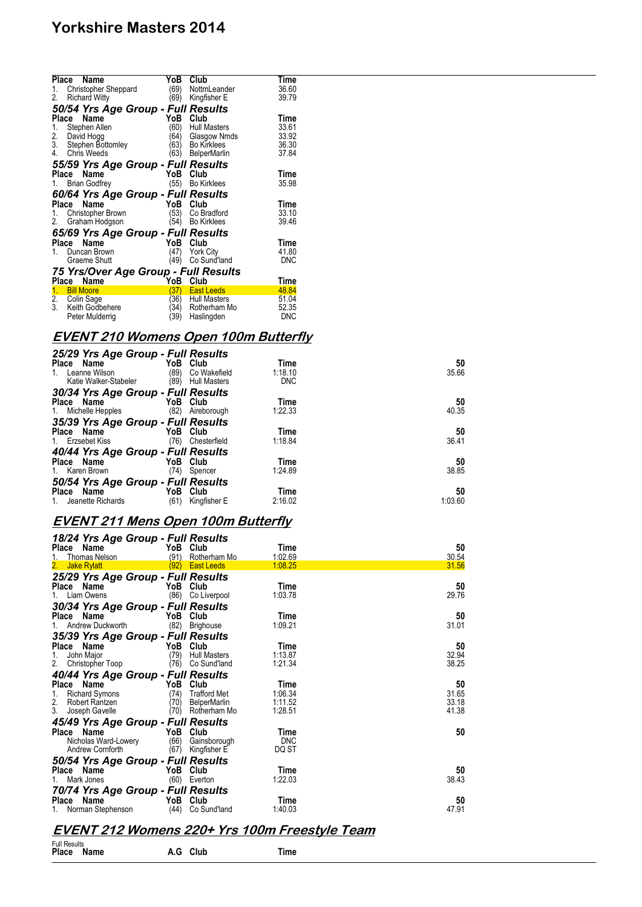# Yorkshire Masters 2014

| Place | Name | YoB | Club | Time |
|---|---|---|---|---|
| 1. | Christopher Sheppard | (69) | NottmLeander | 36.60 |
| 2. | Richard Witty | (69) | Kingfisher E | 39.79 |

### 50/54 Yrs Age Group - Full Results

| Place | Name | YoB | Club | Time |
|---|---|---|---|---|
| 1. | Stephen Allen | (60) | Hull Masters | 33.61 |
| 2. | David Hogg | (64) | Glasgow Nmds | 33.92 |
| 3. | Stephen Bottomley | (63) | Bo Kirklees | 36.30 |
| 4. | Chris Weeds | (63) | BelperMarlin | 37.84 |

### 55/59 Yrs Age Group - Full Results

| Place | Name | YoB | Club | Time |
|---|---|---|---|---|
| 1. | Brian Godfrey | (55) | Bo Kirklees | 35.98 |

### 60/64 Yrs Age Group - Full Results

| Place | Name | YoB | Club | Time |
|---|---|---|---|---|
| 1. | Christopher Brown | (53) | Co Bradford | 33.10 |
| 2. | Graham Hodgson | (54) | Bo Kirklees | 39.46 |

### 65/69 Yrs Age Group - Full Results

| Place | Name | YoB | Club | Time |
|---|---|---|---|---|
| 1. | Duncan Brown | (47) | York City | 41.80 |
| | Graeme Shutt | (49) | Co Sund'land | DNC |

### 75 Yrs/Over Age Group - Full Results

| Place | Name | YoB | Club | Time |
|---|---|---|---|---|
| 1. | Bill Moore | (37) | East Leeds | 48.84 |
| 2. | Colin Sage | (36) | Hull Masters | 51.04 |
| 3. | Keith Godbehere | (34) | Rotherham Mo | 52.35 |
| | Peter Mulderrig | (39) | Haslingden | DNC |

## EVENT 210 Womens Open 100m Butterfly

### 25/29 Yrs Age Group - Full Results

| Place | Name | YoB | Club | Time | 50 |
|---|---|---|---|---|---|
| 1. | Leanne Wilson | (89) | Co Wakefield | 1:18.10 | 35.66 |
| | Katie Walker-Stabeler | (89) | Hull Masters | DNC | |

### 30/34 Yrs Age Group - Full Results

| Place | Name | YoB | Club | Time | 50 |
|---|---|---|---|---|---|
| 1. | Michelle Hepples | (82) | Aireborough | 1:22.33 | 40.35 |

### 35/39 Yrs Age Group - Full Results

| Place | Name | YoB | Club | Time | 50 |
|---|---|---|---|---|---|
| 1. | Erzsebet Kiss | (76) | Chesterfield | 1:18.84 | 36.41 |

### 40/44 Yrs Age Group - Full Results

| Place | Name | YoB | Club | Time | 50 |
|---|---|---|---|---|---|
| 1. | Karen Brown | (74) | Spencer | 1:24.89 | 38.85 |

### 50/54 Yrs Age Group - Full Results

| Place | Name | YoB | Club | Time | 50 |
|---|---|---|---|---|---|
| 1. | Jeanette Richards | (61) | Kingfisher E | 2:16.02 | 1:03.60 |

## EVENT 211 Mens Open 100m Butterfly

### 18/24 Yrs Age Group - Full Results

| Place | Name | YoB | Club | Time | 50 |
|---|---|---|---|---|---|
| 1. | Thomas Nelson | (91) | Rotherham Mo | 1:02.69 | 30.54 |
| 2. | Jake Rylatt | (92) | East Leeds | 1:08.25 | 31.56 |

### 25/29 Yrs Age Group - Full Results

| Place | Name | YoB | Club | Time | 50 |
|---|---|---|---|---|---|
| 1. | Liam Owens | (86) | Co Liverpool | 1:03.78 | 29.76 |

### 30/34 Yrs Age Group - Full Results

| Place | Name | YoB | Club | Time | 50 |
|---|---|---|---|---|---|
| 1. | Andrew Duckworth | (82) | Brighouse | 1:09.21 | 31.01 |

### 35/39 Yrs Age Group - Full Results

| Place | Name | YoB | Club | Time | 50 |
|---|---|---|---|---|---|
| 1. | John Major | (79) | Hull Masters | 1:13.87 | 32.94 |
| 2. | Christopher Toop | (76) | Co Sund'land | 1:21.34 | 38.25 |

### 40/44 Yrs Age Group - Full Results

| Place | Name | YoB | Club | Time | 50 |
|---|---|---|---|---|---|
| 1. | Richard Symons | (74) | Trafford Met | 1:06.34 | 31.65 |
| 2. | Robert Rantzen | (70) | BelperMarlin | 1:11.52 | 33.18 |
| 3. | Joseph Gavelle | (70) | Rotherham Mo | 1:28.51 | 41.38 |

### 45/49 Yrs Age Group - Full Results

| Place | Name | YoB | Club | Time | 50 |
|---|---|---|---|---|---|
| | Nicholas Ward-Lowery | (66) | Gainsborough | DNC | |
| | Andrew Cornforth | (67) | Kingfisher E | DQ ST | |

### 50/54 Yrs Age Group - Full Results

| Place | Name | YoB | Club | Time | 50 |
|---|---|---|---|---|---|
| 1. | Mark Jones | (60) | Everton | 1:22.03 | 38.43 |

### 70/74 Yrs Age Group - Full Results

| Place | Name | YoB | Club | Time | 50 |
|---|---|---|---|---|---|
| 1. | Norman Stephenson | (44) | Co Sund'land | 1:40.03 | 47.91 |

## EVENT 212 Womens 220+ Yrs 100m Freestyle Team

Full Results

| Place | Name | A.G | Club | Time |
|---|---|---|---|---|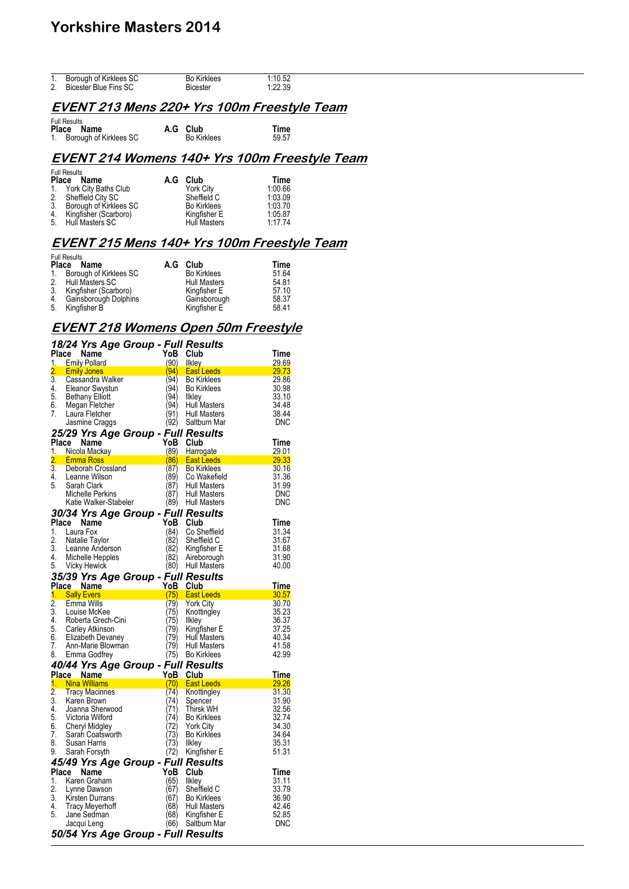| Place | Name | Club | Time |
|---|---|---|---|
| 1. | Borough of Kirklees SC | Bo Kirklees | 1:10.52 |
| 2. | Bicester Blue Fins SC | Bicester | 1:22.39 |

## EVENT 213 Mens 220+ Yrs 100m Freestyle Team

Full Results

| Place | Name | A.G | Club | Time |
|---|---|---|---|---|
| 1. | Borough of Kirklees SC | | Bo Kirklees | 59.57 |

## EVENT 214 Womens 140+ Yrs 100m Freestyle Team

Full Results

| Place | Name | A.G | Club | Time |
|---|---|---|---|---|
| 1. | York City Baths Club | | York City | 1:00.66 |
| 2. | Sheffield City SC | | Sheffield C | 1:03.09 |
| 3. | Borough of Kirklees SC | | Bo Kirklees | 1:03.70 |
| 4. | Kingfisher (Scarboro) | | Kingfisher E | 1:05.87 |
| 5. | Hull Masters SC | | Hull Masters | 1:17.74 |

## EVENT 215 Mens 140+ Yrs 100m Freestyle Team

Full Results

| Place | Name | A.G | Club | Time |
|---|---|---|---|---|
| 1. | Borough of Kirklees SC | | Bo Kirklees | 51.64 |
| 2. | Hull Masters SC | | Hull Masters | 54.81 |
| 3. | Kingfisher (Scarboro) | | Kingfisher E | 57.10 |
| 4. | Gainsborough Dolphins | | Gainsborough | 58.37 |
| 5. | Kingfisher B | | Kingfisher E | 58.41 |

## EVENT 218 Womens Open 50m Freestyle

### 18/24 Yrs Age Group - Full Results

| Place | Name | YoB | Club | Time |
|---|---|---|---|---|
| 1. | Emily Pollard | (90) | Ilkley | 29.69 |
| 2. | Emily Jones | (94) | East Leeds | 29.73 |
| 3. | Cassandra Walker | (94) | Bo Kirklees | 29.86 |
| 4. | Eleanor Swystun | (94) | Bo Kirklees | 30.98 |
| 5. | Bethany Elliott | (94) | Ilkley | 33.10 |
| 6. | Megan Fletcher | (94) | Hull Masters | 34.48 |
| 7. | Laura Fletcher | (91) | Hull Masters | 38.44 |
| | Jasmine Craggs | (92) | Saltburn Mar | DNC |

### 25/29 Yrs Age Group - Full Results

| Place | Name | YoB | Club | Time |
|---|---|---|---|---|
| 1. | Nicola Mackay | (89) | Harrogate | 29.01 |
| 2. | Emma Ross | (86) | East Leeds | 29.33 |
| 3. | Deborah Crossland | (87) | Bo Kirklees | 30.16 |
| 4. | Leanne Wilson | (89) | Co Wakefield | 31.36 |
| 5. | Sarah Clark | (87) | Hull Masters | 31.99 |
| | Michelle Perkins | (87) | Hull Masters | DNC |
| | Katie Walker-Stabeler | (89) | Hull Masters | DNC |

### 30/34 Yrs Age Group - Full Results

| Place | Name | YoB | Club | Time |
|---|---|---|---|---|
| 1. | Laura Fox | (84) | Co Sheffield | 31.34 |
| 2. | Natalie Taylor | (82) | Sheffield C | 31.67 |
| 3. | Leanne Anderson | (82) | Kingfisher E | 31.68 |
| 4. | Michelle Hepples | (82) | Aireborough | 31.90 |
| 5. | Vicky Hewick | (80) | Hull Masters | 40.00 |

### 35/39 Yrs Age Group - Full Results

| Place | Name | YoB | Club | Time |
|---|---|---|---|---|
| 1. | Sally Evers | (75) | East Leeds | 30.57 |
| 2. | Emma Wills | (79) | York City | 30.70 |
| 3. | Louise McKee | (75) | Knottingley | 35.23 |
| 4. | Roberta Grech-Cini | (75) | Ilkley | 36.37 |
| 5. | Carley Atkinson | (79) | Kingfisher E | 37.25 |
| 6. | Elizabeth Devaney | (79) | Hull Masters | 40.34 |
| 7. | Ann-Marie Blowman | (79) | Hull Masters | 41.58 |
| 8. | Emma Godfrey | (75) | Bo Kirklees | 42.99 |

### 40/44 Yrs Age Group - Full Results

| Place | Name | YoB | Club | Time |
|---|---|---|---|---|
| 1. | Nina Williams | (70) | East Leeds | 29.26 |
| 2. | Tracy Macinnes | (74) | Knottingley | 31.30 |
| 3. | Karen Brown | (74) | Spencer | 31.90 |
| 4. | Joanna Sherwood | (71) | Thirsk WH | 32.56 |
| 5. | Victoria Wilford | (74) | Bo Kirklees | 32.74 |
| 6. | Cheryl Midgley | (72) | York City | 34.30 |
| 7. | Sarah Coatsworth | (73) | Bo Kirklees | 34.64 |
| 8. | Susan Harris | (73) | Ilkley | 35.31 |
| 9. | Sarah Forsyth | (72) | Kingfisher E | 51.31 |

### 45/49 Yrs Age Group - Full Results

| Place | Name | YoB | Club | Time |
|---|---|---|---|---|
| 1. | Karen Graham | (65) | Ilkley | 31.11 |
| 2. | Lynne Dawson | (67) | Sheffield C | 33.79 |
| 3. | Kirsten Durrans | (67) | Bo Kirklees | 36.90 |
| 4. | Tracy Meyerhoff | (68) | Hull Masters | 42.46 |
| 5. | Jane Sedman | (68) | Kingfisher E | 52.85 |
| | Jacqui Leng | (66) | Saltburn Mar | DNC |

### 50/54 Yrs Age Group - Full Results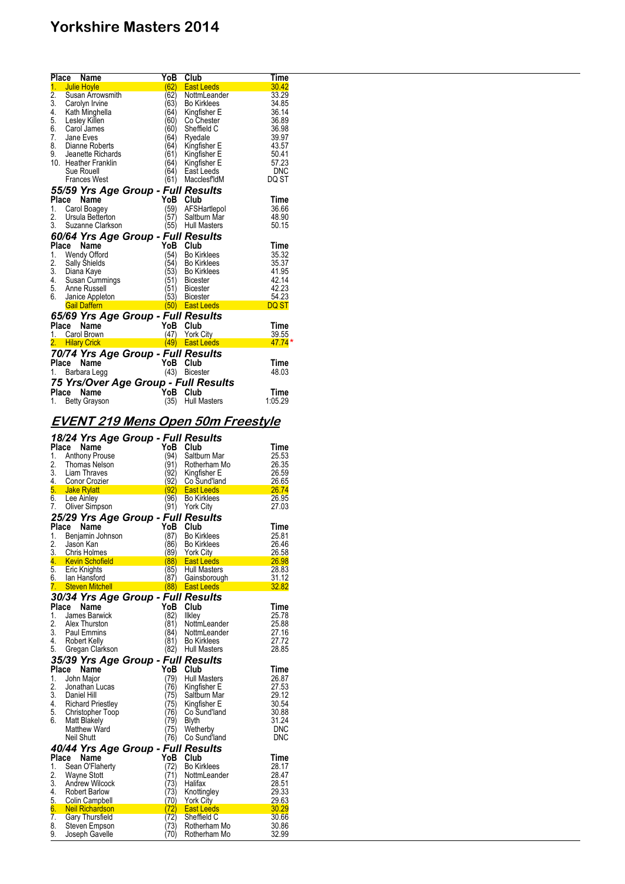| Place | Name | YoB | Club | Time |
|---|---|---|---|---|
| 1. | Julie Hoyle | (62) | East Leeds | 30.42 |
| 2. | Susan Arrowsmith | (62) | NottmLeander | 33.29 |
| 3. | Carolyn Irvine | (63) | Bo Kirklees | 34.85 |
| 4. | Kath Minghella | (64) | Kingfisher E | 36.14 |
| 5. | Lesley Killen | (60) | Co Chester | 36.89 |
| 6. | Carol James | (60) | Sheffield C | 36.98 |
| 7. | Jane Eves | (64) | Ryedale | 39.97 |
| 8. | Dianne Roberts | (64) | Kingfisher E | 43.57 |
| 9. | Jeanette Richards | (61) | Kingfisher E | 50.41 |
| 10. | Heather Franklin | (64) | Kingfisher E | 57.23 |
| | Sue Rouell | (64) | East Leeds | DNC |
| | Frances West | (61) | Macclesf'ldM | DQ ST |

### *55/59 Yrs Age Group - Full Results*

| Place | Name | YoB | Club | Time |
|---|---|---|---|---|
| 1. | Carol Boagey | (59) | AFSHartlepol | 36.66 |
| 2. | Ursula Betterton | (57) | Saltburn Mar | 48.90 |
| 3. | Suzanne Clarkson | (55) | Hull Masters | 50.15 |

### *60/64 Yrs Age Group - Full Results*

| Place | Name | YoB | Club | Time |
|---|---|---|---|---|
| 1. | Wendy Offord | (54) | Bo Kirklees | 35.32 |
| 2. | Sally Shields | (54) | Bo Kirklees | 35.37 |
| 3. | Diana Kaye | (53) | Bo Kirklees | 41.95 |
| 4. | Susan Cummings | (51) | Bicester | 42.14 |
| 5. | Anne Russell | (51) | Bicester | 42.23 |
| 6. | Janice Appleton | (53) | Bicester | 54.23 |
| | Gail Daffern | (50) | East Leeds | DQ ST |

### *65/69 Yrs Age Group - Full Results*

| Place | Name | YoB | Club | Time |
|---|---|---|---|---|
| 1. | Carol Brown | (47) | York City | 39.55 |
| 2. | Hilary Crick | (49) | East Leeds | 47.74 * |

### *70/74 Yrs Age Group - Full Results*

| Place | Name | YoB | Club | Time |
|---|---|---|---|---|
| 1. | Barbara Legg | (43) | Bicester | 48.03 |

### *75 Yrs/Over Age Group - Full Results*

| Place | Name | YoB | Club | Time |
|---|---|---|---|---|
| 1. | Betty Grayson | (35) | Hull Masters | 1:05.29 |

## ***EVENT 219 Mens Open 50m Freestyle***

### *18/24 Yrs Age Group - Full Results*

| Place | Name | YoB | Club | Time |
|---|---|---|---|---|
| 1. | Anthony Prouse | (94) | Saltburn Mar | 25.53 |
| 2. | Thomas Nelson | (91) | Rotherham Mo | 26.35 |
| 3. | Liam Thraves | (92) | Kingfisher E | 26.59 |
| 4. | Conor Crozier | (92) | Co Sund'land | 26.65 |
| 5. | Jake Rylatt | (92) | East Leeds | 26.74 |
| 6. | Lee Ainley | (96) | Bo Kirklees | 26.95 |
| 7. | Oliver Simpson | (91) | York City | 27.03 |

### *25/29 Yrs Age Group - Full Results*

| Place | Name | YoB | Club | Time |
|---|---|---|---|---|
| 1. | Benjamin Johnson | (87) | Bo Kirklees | 25.81 |
| 2. | Jason Kan | (86) | Bo Kirklees | 26.46 |
| 3. | Chris Holmes | (89) | York City | 26.58 |
| 4. | Kevin Schofield | (88) | East Leeds | 26.98 |
| 5. | Eric Knights | (85) | Hull Masters | 28.83 |
| 6. | Ian Hansford | (87) | Gainsborough | 31.12 |
| 7. | Steven Mitchell | (88) | East Leeds | 32.82 |

### *30/34 Yrs Age Group - Full Results*

| Place | Name | YoB | Club | Time |
|---|---|---|---|---|
| 1. | James Barwick | (82) | Ilkley | 25.78 |
| 2. | Alex Thurston | (81) | NottmLeander | 25.88 |
| 3. | Paul Emmins | (84) | NottmLeander | 27.16 |
| 4. | Robert Kelly | (81) | Bo Kirklees | 27.72 |
| 5. | Gregan Clarkson | (82) | Hull Masters | 28.85 |

### *35/39 Yrs Age Group - Full Results*

| Place | Name | YoB | Club | Time |
|---|---|---|---|---|
| 1. | John Major | (79) | Hull Masters | 26.87 |
| 2. | Jonathan Lucas | (76) | Kingfisher E | 27.53 |
| 3. | Daniel Hill | (75) | Saltburn Mar | 29.12 |
| 4. | Richard Priestley | (75) | Kingfisher E | 30.54 |
| 5. | Christopher Toop | (76) | Co Sund'land | 30.88 |
| 6. | Matt Blakely | (79) | Blyth | 31.24 |
| | Matthew Ward | (75) | Wetherby | DNC |
| | Neil Shutt | (76) | Co Sund'land | DNC |

### *40/44 Yrs Age Group - Full Results*

| Place | Name | YoB | Club | Time |
|---|---|---|---|---|
| 1. | Sean O'Flaherty | (72) | Bo Kirklees | 28.17 |
| 2. | Wayne Stott | (71) | NottmLeander | 28.47 |
| 3. | Andrew Wilcock | (73) | Halifax | 28.51 |
| 4. | Robert Barlow | (73) | Knottingley | 29.33 |
| 5. | Colin Campbell | (70) | York City | 29.63 |
| 6. | Neil Richardson | (72) | East Leeds | 30.29 |
| 7. | Gary Thursfield | (72) | Sheffield C | 30.66 |
| 8. | Steven Empson | (73) | Rotherham Mo | 30.86 |
| 9. | Joseph Gavelle | (70) | Rotherham Mo | 32.99 |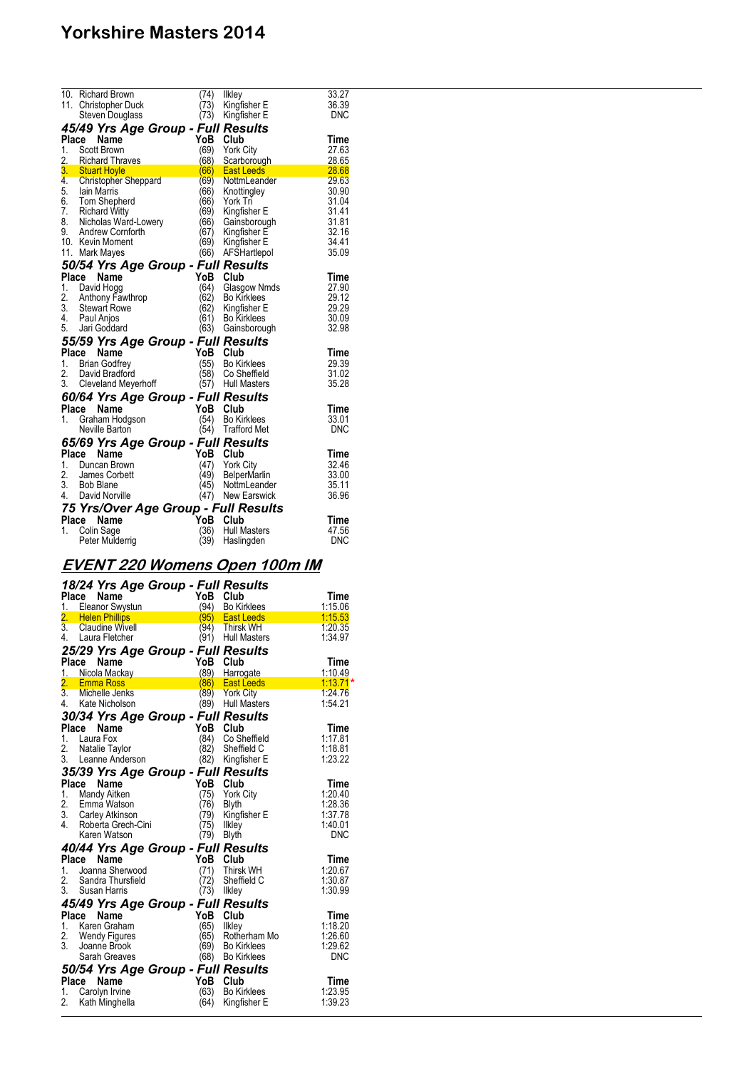| Place | Name | YoB | Club | Time |
|---|---|---|---|---|
| 10. | Richard Brown | (74) | Ilkley | 33.27 |
| 11. | Christopher Duck | (73) | Kingfisher E | 36.39 |
| | Steven Douglass | (73) | Kingfisher E | DNC |

### 45/49 Yrs Age Group - Full Results

| Place | Name | YoB | Club | Time |
|---|---|---|---|---|
| 1. | Scott Brown | (69) | York City | 27.63 |
| 2. | Richard Thraves | (68) | Scarborough | 28.65 |
| 3. | Stuart Hoyle | (66) | East Leeds | 28.68 |
| 4. | Christopher Sheppard | (69) | NottmLeander | 29.63 |
| 5. | Iain Marris | (66) | Knottingley | 30.90 |
| 6. | Tom Shepherd | (66) | York Tri | 31.04 |
| 7. | Richard Witty | (69) | Kingfisher E | 31.41 |
| 8. | Nicholas Ward-Lowery | (66) | Gainsborough | 31.81 |
| 9. | Andrew Cornforth | (67) | Kingfisher E | 32.16 |
| 10. | Kevin Moment | (69) | Kingfisher E | 34.41 |
| 11. | Mark Mayes | (66) | AFSHartlepol | 35.09 |

### 50/54 Yrs Age Group - Full Results

| Place | Name | YoB | Club | Time |
|---|---|---|---|---|
| 1. | David Hogg | (64) | Glasgow Nmds | 27.90 |
| 2. | Anthony Fawthrop | (62) | Bo Kirklees | 29.12 |
| 3. | Stewart Rowe | (62) | Kingfisher E | 29.29 |
| 4. | Paul Anjos | (61) | Bo Kirklees | 30.09 |
| 5. | Jari Goddard | (63) | Gainsborough | 32.98 |

### 55/59 Yrs Age Group - Full Results

| Place | Name | YoB | Club | Time |
|---|---|---|---|---|
| 1. | Brian Godfrey | (55) | Bo Kirklees | 29.39 |
| 2. | David Bradford | (58) | Co Sheffield | 31.02 |
| 3. | Cleveland Meyerhoff | (57) | Hull Masters | 35.28 |

### 60/64 Yrs Age Group - Full Results

| Place | Name | YoB | Club | Time |
|---|---|---|---|---|
| 1. | Graham Hodgson | (54) | Bo Kirklees | 33.01 |
| | Neville Barton | (54) | Trafford Met | DNC |

### 65/69 Yrs Age Group - Full Results

| Place | Name | YoB | Club | Time |
|---|---|---|---|---|
| 1. | Duncan Brown | (47) | York City | 32.46 |
| 2. | James Corbett | (49) | BelperMarlin | 33.00 |
| 3. | Bob Blane | (45) | NottmLeander | 35.11 |
| 4. | David Norville | (47) | New Earswick | 36.96 |

### 75 Yrs/Over Age Group - Full Results

| Place | Name | YoB | Club | Time |
|---|---|---|---|---|
| 1. | Colin Sage | (36) | Hull Masters | 47.56 |
| | Peter Mulderrig | (39) | Haslingden | DNC |

## EVENT 220 Womens Open 100m IM

### 18/24 Yrs Age Group - Full Results

| Place | Name | YoB | Club | Time |
|---|---|---|---|---|
| 1. | Eleanor Swystun | (94) | Bo Kirklees | 1:15.06 |
| 2. | Helen Phillips | (95) | East Leeds | 1:15.53 |
| 3. | Claudine Wivell | (94) | Thirsk WH | 1:20.35 |
| 4. | Laura Fletcher | (91) | Hull Masters | 1:34.97 |

### 25/29 Yrs Age Group - Full Results

| Place | Name | YoB | Club | Time |
|---|---|---|---|---|
| 1. | Nicola Mackay | (89) | Harrogate | 1:10.49 |
| 2. | Emma Ross | (86) | East Leeds | 1:13.71 * |
| 3. | Michelle Jenks | (89) | York City | 1:24.76 |
| 4. | Kate Nicholson | (89) | Hull Masters | 1:54.21 |

### 30/34 Yrs Age Group - Full Results

| Place | Name | YoB | Club | Time |
|---|---|---|---|---|
| 1. | Laura Fox | (84) | Co Sheffield | 1:17.81 |
| 2. | Natalie Taylor | (82) | Sheffield C | 1:18.81 |
| 3. | Leanne Anderson | (82) | Kingfisher E | 1:23.22 |

### 35/39 Yrs Age Group - Full Results

| Place | Name | YoB | Club | Time |
|---|---|---|---|---|
| 1. | Mandy Aitken | (75) | York City | 1:20.40 |
| 2. | Emma Watson | (76) | Blyth | 1:28.36 |
| 3. | Carley Atkinson | (79) | Kingfisher E | 1:37.78 |
| 4. | Roberta Grech-Cini | (75) | Ilkley | 1:40.01 |
| | Karen Watson | (79) | Blyth | DNC |

### 40/44 Yrs Age Group - Full Results

| Place | Name | YoB | Club | Time |
|---|---|---|---|---|
| 1. | Joanna Sherwood | (71) | Thirsk WH | 1:20.67 |
| 2. | Sandra Thursfield | (72) | Sheffield C | 1:30.87 |
| 3. | Susan Harris | (73) | Ilkley | 1:30.99 |

### 45/49 Yrs Age Group - Full Results

| Place | Name | YoB | Club | Time |
|---|---|---|---|---|
| 1. | Karen Graham | (65) | Ilkley | 1:18.20 |
| 2. | Wendy Figures | (65) | Rotherham Mo | 1:26.60 |
| 3. | Joanne Brook | (69) | Bo Kirklees | 1:29.62 |
| | Sarah Greaves | (68) | Bo Kirklees | DNC |

### 50/54 Yrs Age Group - Full Results

| Place | Name | YoB | Club | Time |
|---|---|---|---|---|
| 1. | Carolyn Irvine | (63) | Bo Kirklees | 1:23.95 |
| 2. | Kath Minghella | (64) | Kingfisher E | 1:39.23 |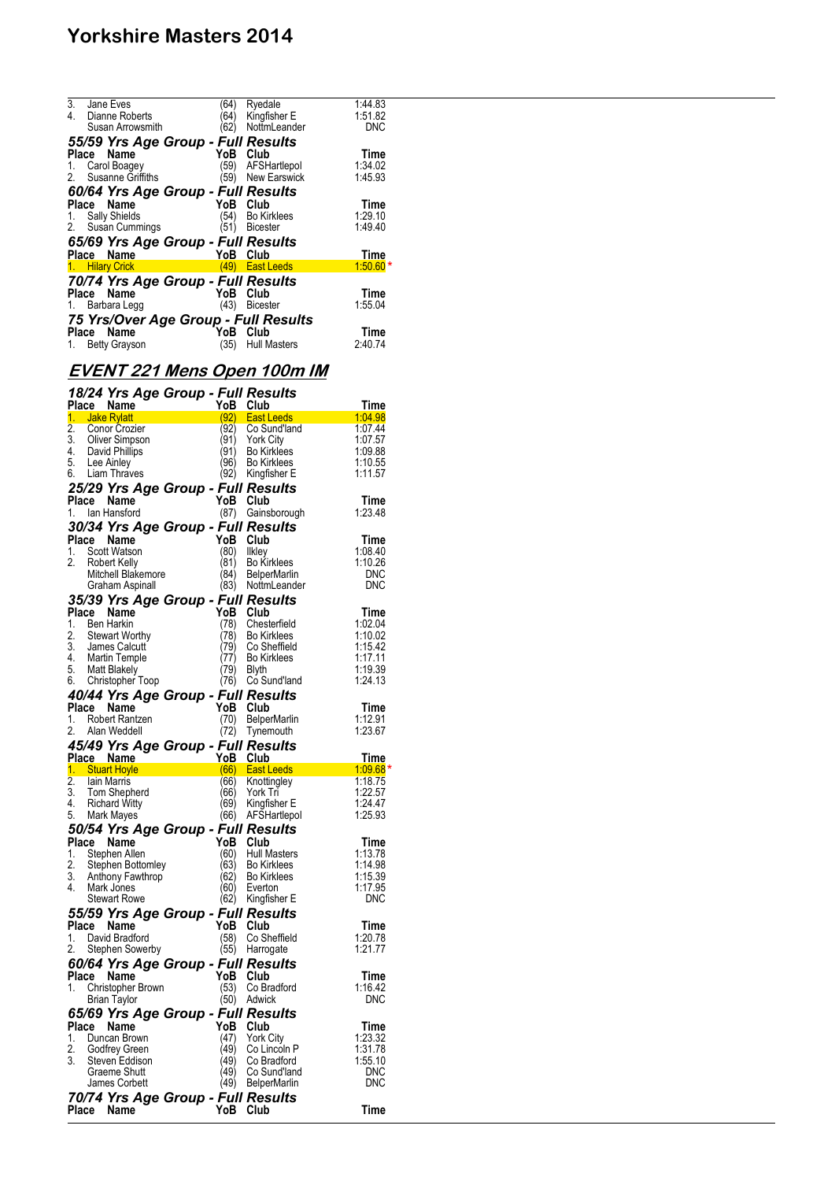| Place | Name | YoB | Club | Time |
|---|---|---|---|---|
| 3. | Jane Eves | (64) | Ryedale | 1:44.83 |
| 4. | Dianne Roberts | (64) | Kingfisher E | 1:51.82 |
| | Susan Arrowsmith | (62) | NottmLeander | DNC |

### *55/59 Yrs Age Group - Full Results*

| Place | Name | YoB | Club | Time |
|---|---|---|---|---|
| 1. | Carol Boagey | (59) | AFSHartlepol | 1:34.02 |
| 2. | Susanne Griffiths | (59) | New Earswick | 1:45.93 |

### *60/64 Yrs Age Group - Full Results*

| Place | Name | YoB | Club | Time |
|---|---|---|---|---|
| 1. | Sally Shields | (54) | Bo Kirklees | 1:29.10 |
| 2. | Susan Cummings | (51) | Bicester | 1:49.40 |

### *65/69 Yrs Age Group - Full Results*

| Place | Name | YoB | Club | Time |
|---|---|---|---|---|
| 1. | Hilary Crick | (49) | East Leeds | 1:50.60 * |

### *70/74 Yrs Age Group - Full Results*

| Place | Name | YoB | Club | Time |
|---|---|---|---|---|
| 1. | Barbara Legg | (43) | Bicester | 1:55.04 |

### *75 Yrs/Over Age Group - Full Results*

| Place | Name | YoB | Club | Time |
|---|---|---|---|---|
| 1. | Betty Grayson | (35) | Hull Masters | 2:40.74 |

## EVENT 221 Mens Open 100m IM

### *18/24 Yrs Age Group - Full Results*

| Place | Name | YoB | Club | Time |
|---|---|---|---|---|
| 1. | Jake Rylatt | (92) | East Leeds | 1:04.98 |
| 2. | Conor Crozier | (92) | Co Sund'land | 1:07.44 |
| 3. | Oliver Simpson | (91) | York City | 1:07.57 |
| 4. | David Phillips | (91) | Bo Kirklees | 1:09.88 |
| 5. | Lee Ainley | (96) | Bo Kirklees | 1:10.55 |
| 6. | Liam Thraves | (92) | Kingfisher E | 1:11.57 |

### *25/29 Yrs Age Group - Full Results*

| Place | Name | YoB | Club | Time |
|---|---|---|---|---|
| 1. | Ian Hansford | (87) | Gainsborough | 1:23.48 |

### *30/34 Yrs Age Group - Full Results*

| Place | Name | YoB | Club | Time |
|---|---|---|---|---|
| 1. | Scott Watson | (80) | Ilkley | 1:08.40 |
| 2. | Robert Kelly | (81) | Bo Kirklees | 1:10.26 |
| | Mitchell Blakemore | (84) | BelperMarlin | DNC |
| | Graham Aspinall | (83) | NottmLeander | DNC |

### *35/39 Yrs Age Group - Full Results*

| Place | Name | YoB | Club | Time |
|---|---|---|---|---|
| 1. | Ben Harkin | (78) | Chesterfield | 1:02.04 |
| 2. | Stewart Worthy | (78) | Bo Kirklees | 1:10.02 |
| 3. | James Calcutt | (79) | Co Sheffield | 1:15.42 |
| 4. | Martin Temple | (77) | Bo Kirklees | 1:17.11 |
| 5. | Matt Blakely | (79) | Blyth | 1:19.39 |
| 6. | Christopher Toop | (76) | Co Sund'land | 1:24.13 |

### *40/44 Yrs Age Group - Full Results*

| Place | Name | YoB | Club | Time |
|---|---|---|---|---|
| 1. | Robert Rantzen | (70) | BelperMarlin | 1:12.91 |
| 2. | Alan Weddell | (72) | Tynemouth | 1:23.67 |

### *45/49 Yrs Age Group - Full Results*

| Place | Name | YoB | Club | Time |
|---|---|---|---|---|
| 1. | Stuart Hoyle | (66) | East Leeds | 1:09.68 * |
| 2. | Iain Marris | (66) | Knottingley | 1:18.75 |
| 3. | Tom Shepherd | (66) | York Tri | 1:22.57 |
| 4. | Richard Witty | (69) | Kingfisher E | 1:24.47 |
| 5. | Mark Mayes | (66) | AFSHartlepol | 1:25.93 |

### *50/54 Yrs Age Group - Full Results*

| Place | Name | YoB | Club | Time |
|---|---|---|---|---|
| 1. | Stephen Allen | (60) | Hull Masters | 1:13.78 |
| 2. | Stephen Bottomley | (63) | Bo Kirklees | 1:14.98 |
| 3. | Anthony Fawthrop | (62) | Bo Kirklees | 1:15.39 |
| 4. | Mark Jones | (60) | Everton | 1:17.95 |
| | Stewart Rowe | (62) | Kingfisher E | DNC |

### *55/59 Yrs Age Group - Full Results*

| Place | Name | YoB | Club | Time |
|---|---|---|---|---|
| 1. | David Bradford | (58) | Co Sheffield | 1:20.78 |
| 2. | Stephen Sowerby | (55) | Harrogate | 1:21.77 |

### *60/64 Yrs Age Group - Full Results*

| Place | Name | YoB | Club | Time |
|---|---|---|---|---|
| 1. | Christopher Brown | (53) | Co Bradford | 1:16.42 |
| | Brian Taylor | (50) | Adwick | DNC |

### *65/69 Yrs Age Group - Full Results*

| Place | Name | YoB | Club | Time |
|---|---|---|---|---|
| 1. | Duncan Brown | (47) | York City | 1:23.32 |
| 2. | Godfrey Green | (49) | Co Lincoln P | 1:31.78 |
| 3. | Steven Eddison | (49) | Co Bradford | 1:55.10 |
| | Graeme Shutt | (49) | Co Sund'land | DNC |
| | James Corbett | (49) | BelperMarlin | DNC |

### *70/74 Yrs Age Group - Full Results*

| Place | Name | YoB | Club | Time |
|---|---|---|---|---|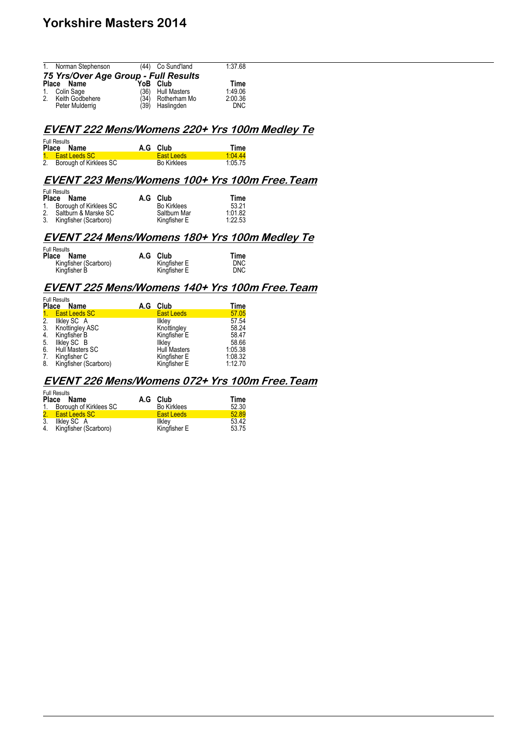# Yorkshire Masters 2014

| | | | | |
|---|---|---|---|---|
| 1. | Norman Stephenson | (44) | Co Sund'land | 1:37.68 |

***75 Yrs/Over Age Group - Full Results***

| Place | Name | YoB | Club | Time |
|---|---|---|---|---|
| 1. | Colin Sage | (36) | Hull Masters | 1:49.06 |
| 2. | Keith Godbehere | (34) | Rotherham Mo | 2:00.36 |
| | Peter Mulderrig | (39) | Haslingden | DNC |

## EVENT 222 Mens/Womens 220+ Yrs 100m Medley Te

Full Results

| Place | Name | A.G | Club | Time |
|---|---|---|---|---|
| 1. | East Leeds SC | | East Leeds | 1:04.44 |
| 2. | Borough of Kirklees SC | | Bo Kirklees | 1:05.75 |

## EVENT 223 Mens/Womens 100+ Yrs 100m Free.Team

Full Results

| Place | Name | A.G | Club | Time |
|---|---|---|---|---|
| 1. | Borough of Kirklees SC | | Bo Kirklees | 53.21 |
| 2. | Saltburn & Marske SC | | Saltburn Mar | 1:01.82 |
| 3. | Kingfisher (Scarboro) | | Kingfisher E | 1:22.53 |

## EVENT 224 Mens/Womens 180+ Yrs 100m Medley Te

Full Results

| Place | Name | A.G | Club | Time |
|---|---|---|---|---|
| | Kingfisher (Scarboro) | | Kingfisher E | DNC |
| | Kingfisher B | | Kingfisher E | DNC |

## EVENT 225 Mens/Womens 140+ Yrs 100m Free.Team

Full Results

| Place | Name | A.G | Club | Time |
|---|---|---|---|---|
| 1. | East Leeds SC | | East Leeds | 57.05 |
| 2. | Ilkley SC A | | Ilkley | 57.54 |
| 3. | Knottingley ASC | | Knottingley | 58.24 |
| 4. | Kingfisher B | | Kingfisher E | 58.47 |
| 5. | Ilkley SC B | | Ilkley | 58.66 |
| 6. | Hull Masters SC | | Hull Masters | 1:05.38 |
| 7. | Kingfisher C | | Kingfisher E | 1:08.32 |
| 8. | Kingfisher (Scarboro) | | Kingfisher E | 1:12.70 |

## EVENT 226 Mens/Womens 072+ Yrs 100m Free.Team

Full Results

| Place | Name | A.G | Club | Time |
|---|---|---|---|---|
| 1. | Borough of Kirklees SC | | Bo Kirklees | 52.30 |
| 2. | East Leeds SC | | East Leeds | 52.89 |
| 3. | Ilkley SC A | | Ilkley | 53.42 |
| 4. | Kingfisher (Scarboro) | | Kingfisher E | 53.75 |